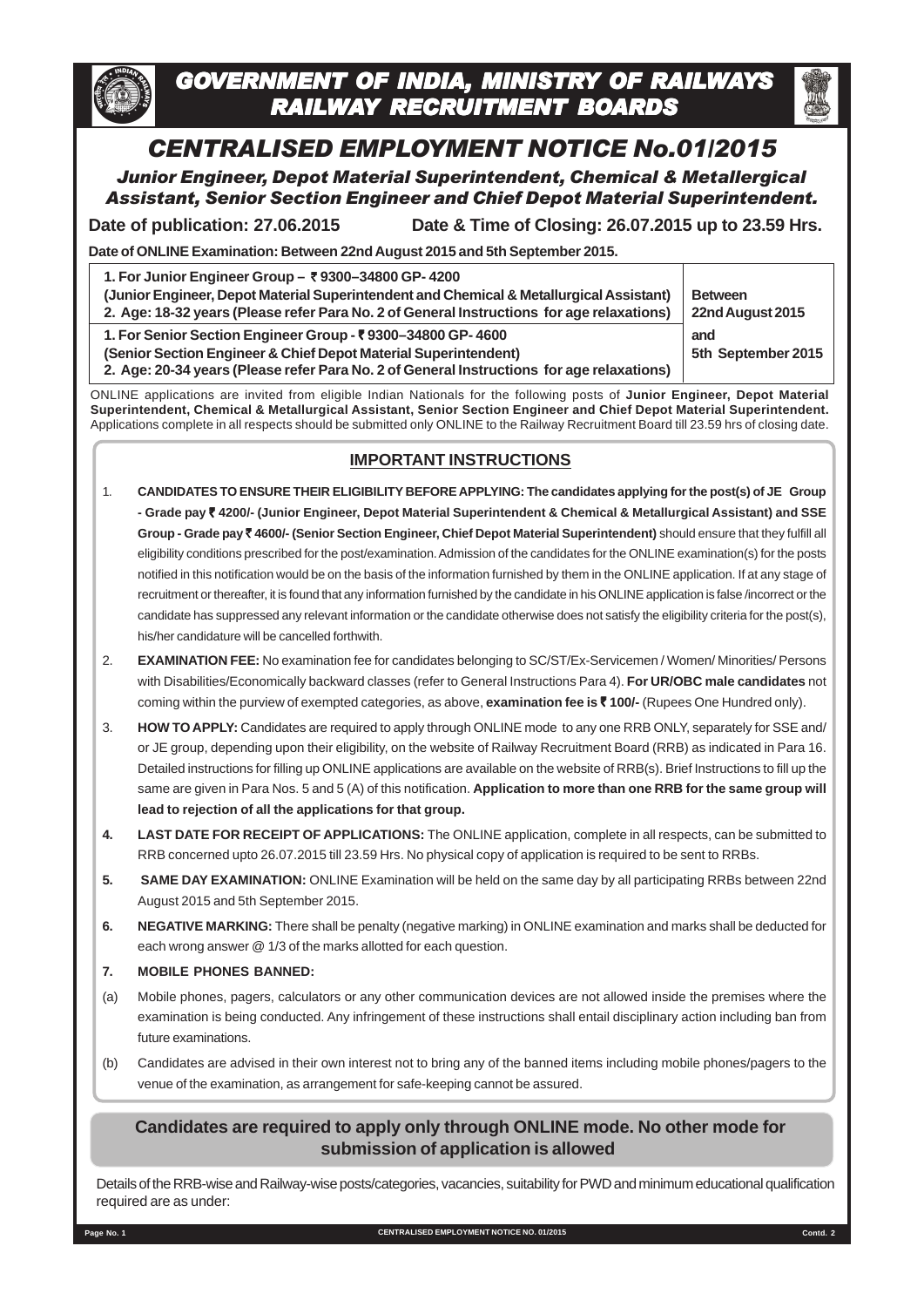# GOVERNMENT OF INDIA, MINISTRY OF RAILWAYS
## RAILWAY RECRUITMENT BOARDS

# *CENTRALISED EMPLOYMENT NOTICE No.01/2015*

### *Junior Engineer, Depot Material Superintendent, Chemical & Metallergical Assistant, Senior Section Engineer and Chief Depot Material Superintendent.*

**Date of publication: 27.06.2015** **Date & Time of Closing: 26.07.2015 up to 23.59 Hrs.**

**Date of ONLINE Examination: Between 22nd August 2015 and 5th September 2015.**

| | |
|---|---|
| **1. For Junior Engineer Group – ₹ 9300–34800 GP- 4200**<br>**(Junior Engineer, Depot Material Superintendent and Chemical & Metallurgical Assistant)**<br>**2. Age: 18-32 years (Please refer Para No. 2 of General Instructions for age relaxations)** | **Between**<br>**22nd August 2015** |
| **1. For Senior Section Engineer Group - ₹ 9300–34800 GP- 4600**<br>**(Senior Section Engineer & Chief Depot Material Superintendent)**<br>**2. Age: 20-34 years (Please refer Para No. 2 of General Instructions for age relaxations)** | **and**<br>**5th September 2015** |

ONLINE applications are invited from eligible Indian Nationals for the following posts of **Junior Engineer, Depot Material Superintendent, Chemical & Metallurgical Assistant, Senior Section Engineer and Chief Depot Material Superintendent.** Applications complete in all respects should be submitted only ONLINE to the Railway Recruitment Board till 23.59 hrs of closing date.

## IMPORTANT INSTRUCTIONS

1. **CANDIDATES TO ENSURE THEIR ELIGIBILITY BEFORE APPLYING: The candidates applying for the post(s) of JE Group - Grade pay ₹ 4200/- (Junior Engineer, Depot Material Superintendent & Chemical & Metallurgical Assistant) and SSE Group - Grade pay ₹ 4600/- (Senior Section Engineer, Chief Depot Material Superintendent)** should ensure that they fulfill all eligibility conditions prescribed for the post/examination. Admission of the candidates for the ONLINE examination(s) for the posts notified in this notification would be on the basis of the information furnished by them in the ONLINE application. If at any stage of recruitment or thereafter, it is found that any information furnished by the candidate in his ONLINE application is false /incorrect or the candidate has suppressed any relevant information or the candidate otherwise does not satisfy the eligibility criteria for the post(s), his/her candidature will be cancelled forthwith.

2. **EXAMINATION FEE:** No examination fee for candidates belonging to SC/ST/Ex-Servicemen / Women/ Minorities/ Persons with Disabilities/Economically backward classes (refer to General Instructions Para 4). **For UR/OBC male candidates** not coming within the purview of exempted categories, as above, **examination fee is ₹ 100/-** (Rupees One Hundred only).

3. **HOW TO APPLY:** Candidates are required to apply through ONLINE mode to any one RRB ONLY, separately for SSE and/ or JE group, depending upon their eligibility, on the website of Railway Recruitment Board (RRB) as indicated in Para 16. Detailed instructions for filling up ONLINE applications are available on the website of RRB(s). Brief Instructions to fill up the same are given in Para Nos. 5 and 5 (A) of this notification. **Application to more than one RRB for the same group will lead to rejection of all the applications for that group.**

4. **LAST DATE FOR RECEIPT OF APPLICATIONS:** The ONLINE application, complete in all respects, can be submitted to RRB concerned upto 26.07.2015 till 23.59 Hrs. No physical copy of application is required to be sent to RRBs.

5. **SAME DAY EXAMINATION:** ONLINE Examination will be held on the same day by all participating RRBs between 22nd August 2015 and 5th September 2015.

6. **NEGATIVE MARKING:** There shall be penalty (negative marking) in ONLINE examination and marks shall be deducted for each wrong answer @ 1/3 of the marks allotted for each question.

7. **MOBILE PHONES BANNED:**

(a) Mobile phones, pagers, calculators or any other communication devices are not allowed inside the premises where the examination is being conducted. Any infringement of these instructions shall entail disciplinary action including ban from future examinations.

(b) Candidates are advised in their own interest not to bring any of the banned items including mobile phones/pagers to the venue of the examination, as arrangement for safe-keeping cannot be assured.

**Candidates are required to apply only through ONLINE mode. No other mode for submission of application is allowed**

Details of the RRB-wise and Railway-wise posts/categories, vacancies, suitability for PWD and minimum educational qualification required are as under: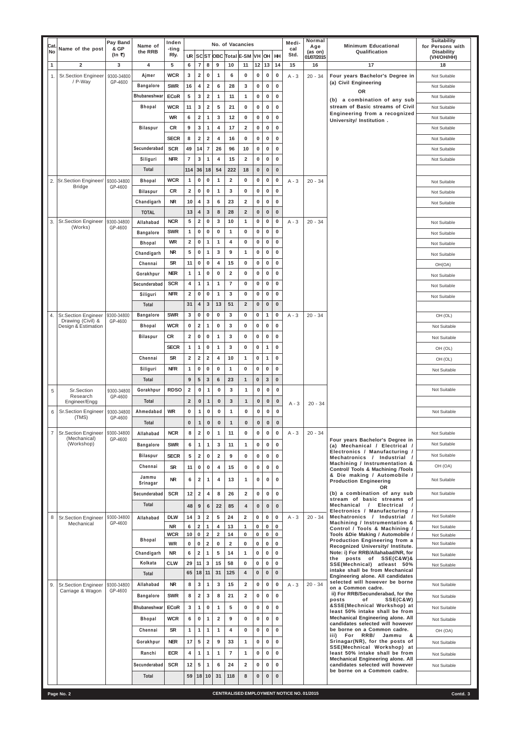| Cat. No | Name of the post | Pay Band & GP (In ₹) | Name of the RRB | Inden -ting Rly. | No. of Vacancies | | | | | | | | | | Medi-cal Std. | Normal Age (as on) 01/07/2015 | Minimum Educational Qualification | Suitability for Persons with Disability (VH/OH/HH) |
|---|---|---|---|---|---|---|---|---|---|---|---|---|---|---|---|---|---|---|
| | | | | | UR | SC | ST | OBC | Total | E-SM | VH | OH | HH | | | | | |
| 1 | 2 | 3 | 4 | 5 | 6 | 7 | 8 | 9 | 10 | 11 | 12 | 13 | 14 | 15 | 16 | 17 | 18 |
| 1. | Sr.Section Engineer / P-Way | 9300-34800 GP-4600 | Ajmer | WCR | 3 | 2 | 0 | 1 | 6 | 0 | 0 | 0 | 0 | A - 3 | 20 - 34 | Four years Bachelor's Degree in (a) Civil Engineering OR (b) a combination of any sub stream of Basic streams of Civil Engineering from a recognized University/ Institution . | Not Suitable |
| | | | Bangalore | SWR | 16 | 4 | 2 | 6 | 28 | 3 | 0 | 0 | 0 | | | | Not Suitable |
| | | | Bhubaneshwar | ECoR | 5 | 3 | 2 | 1 | 11 | 1 | 0 | 0 | 0 | | | | Not Suitable |
| | | | Bhopal | WCR | 11 | 3 | 2 | 5 | 21 | 0 | 0 | 0 | 0 | | | | Not Suitable |
| | | | | WR | 6 | 2 | 1 | 3 | 12 | 0 | 0 | 0 | 0 | | | | Not Suitable |
| | | | Bilaspur | CR | 9 | 3 | 1 | 4 | 17 | 2 | 0 | 0 | 0 | | | | Not Suitable |
| | | | | SECR | 8 | 2 | 2 | 4 | 16 | 0 | 0 | 0 | 0 | | | | Not Suitable |
| | | | Secunderabad | SCR | 49 | 14 | 7 | 26 | 96 | 10 | 0 | 0 | 0 | | | | Not Suitable |
| | | | Siliguri | NFR | 7 | 3 | 1 | 4 | 15 | 2 | 0 | 0 | 0 | | | | Not Suitable |
| | | | Total | | 114 | 36 | 18 | 54 | 222 | 18 | 0 | 0 | 0 | | | | |
| 2. | Sr.Section Engineer/ Bridge | 9300-34800 GP-4600 | Bhopal | WCR | 1 | 0 | 0 | 1 | 2 | 0 | 0 | 0 | 0 | A - 3 | 20 - 34 | | Not Suitable |
| | | | Bilaspur | CR | 2 | 0 | 0 | 1 | 3 | 0 | 0 | 0 | 0 | | | | Not Suitable |
| | | | Chandigarh | NR | 10 | 4 | 3 | 6 | 23 | 2 | 0 | 0 | 0 | | | | Not Suitable |
| | | | TOTAL | | 13 | 4 | 3 | 8 | 28 | 2 | 0 | 0 | 0 | | | | |
| 3. | Sr.Section Engineer (Works) | 9300-34800 GP-4600 | Allahabad | NCR | 5 | 2 | 0 | 3 | 10 | 1 | 0 | 0 | 0 | A - 3 | 20 - 34 | | Not Suitable |
| | | | Bangalore | SWR | 1 | 0 | 0 | 0 | 1 | 0 | 0 | 0 | 0 | | | | Not Suitable |
| | | | Bhopal | WR | 2 | 0 | 1 | 1 | 4 | 0 | 0 | 0 | 0 | | | | Not Suitable |
| | | | Chandigarh | NR | 5 | 0 | 1 | 3 | 9 | 1 | 0 | 0 | 0 | | | | Not Suitable |
| | | | Chennai | SR | 11 | 0 | 0 | 4 | 15 | 0 | 0 | 0 | 0 | | | | OH(OA) |
| | | | Gorakhpur | NER | 1 | 1 | 0 | 0 | 2 | 0 | 0 | 0 | 0 | | | | Not Suitable |
| | | | Secunderabad | SCR | 4 | 1 | 1 | 1 | 7 | 0 | 0 | 0 | 0 | | | | Not Suitable |
| | | | Siliguri | NFR | 2 | 0 | 0 | 1 | 3 | 0 | 0 | 0 | 0 | | | | Not Suitable |
| | | | Total | | 31 | 4 | 3 | 13 | 51 | 2 | 0 | 0 | 0 | | | | |
| 4. | Sr.Section Engineer Drawing (Civil) & Design & Estimation | 9300-34800 GP-4600 | Bangalore | SWR | 3 | 0 | 0 | 0 | 3 | 0 | 0 | 1 | 0 | A - 3 | 20 - 34 | | OH (OL) |
| | | | Bhopal | WCR | 0 | 2 | 1 | 0 | 3 | 0 | 0 | 0 | 0 | | | | Not Suitable |
| | | | Bilaspur | CR | 2 | 0 | 0 | 1 | 3 | 0 | 0 | 0 | 0 | | | | Not Suitable |
| | | | | SECR | 1 | 1 | 0 | 1 | 3 | 0 | 0 | 1 | 0 | | | | OH (OL) |
| | | | Chennai | SR | 2 | 2 | 2 | 4 | 10 | 1 | 0 | 1 | 0 | | | | OH (OL) |
| | | | Siliguri | NFR | 1 | 0 | 0 | 0 | 1 | 0 | 0 | 0 | 0 | | | | Not Suitable |
| | | | Total | | 9 | 5 | 3 | 6 | 23 | 1 | 0 | 3 | 0 | | | | |
| 5 | Sr.Section Research Engineer/Engg | 9300-34800 GP-4600 | Gorakhpur | RDSO | 2 | 0 | 1 | 0 | 3 | 1 | 0 | 0 | 0 | A - 3 | 20 - 34 | | Not Suitable |
| | | | Total | | 2 | 0 | 1 | 0 | 3 | 1 | 0 | 0 | 0 | | | | |
| 6 | Sr.Section Engineer (TMS) | 9300-34800 GP-4600 | Ahmedabad | WR | 0 | 1 | 0 | 0 | 1 | 0 | 0 | 0 | 0 | | | | Not Suitable |
| | | | Total | | 0 | 1 | 0 | 0 | 1 | 0 | 0 | 0 | 0 | | | | |
| 7 | Sr.Section Engineer (Mechanical) (Workshop) | 9300-34800 GP-4600 | Allahabad | NCR | 8 | 2 | 0 | 1 | 11 | 0 | 0 | 0 | 0 | A - 3 | 20 - 34 | Four years Bachelor's Degree in (a) Mechanical / Electrical / Electronics / Manufacturing / Mechatronics / Industrial / Machining / Instrumentation & Control/ Tools & Machining /Tools & Die making / Automobile / Production Engineering OR (b) a combination of any sub stream of basic streams of Mechanical / Electrical / Electronics / Manufacturing / Mechatronics / Industrial / Machining / Instrumentation & Control / Tools & Machining / Tools &Die Making / Automobile / Production Engineering from a Recognized University/ Institute. Note: i) For RRB/Allahabad/NR, for the posts of SSE(C&W)& SSE(Mechnical) atleast 50% intake shall be from Mechanical Engineering alone. All candidates selected will however be borne on a Common cadre. ii) For RRB/Secunderabad, for the posts of SSE(C&W) &SSE(Mechanical Workshop) at least 50% intake shall be from Mechanical Engineering alone. All candidates selected will however be borne on a Common cadre. iii) For RRB/ Jammu & Srinagar(NR), for the posts of SSE(Mechanical Workshop) at least 50% intake shall be from Mechanical Engineering alone. All candidates selected will however be borne on a Common cadre. | Not Suitable |
| | | | Bangalore | SWR | 6 | 1 | 1 | 3 | 11 | 1 | 0 | 0 | 0 | | | | Not Suitable |
| | | | Bilaspur | SECR | 5 | 2 | 0 | 2 | 9 | 0 | 0 | 0 | 0 | | | | Not Suitable |
| | | | Chennai | SR | 11 | 0 | 0 | 4 | 15 | 0 | 0 | 0 | 0 | | | | OH (OA) |
| | | | Jammu Srinagar | NR | 6 | 2 | 1 | 4 | 13 | 1 | 0 | 0 | 0 | | | | Not Suitable |
| | | | Secunderabad | SCR | 12 | 2 | 4 | 8 | 26 | 2 | 0 | 0 | 0 | | | | Not Suitable |
| | | | Total | | 48 | 9 | 6 | 22 | 85 | 4 | 0 | 0 | 0 | | | | |
| 8 | Sr.Section Engineer Mechanical | 9300-34800 GP-4600 | Allahabad | DLW | 14 | 3 | 2 | 5 | 24 | 2 | 0 | 0 | 0 | A - 3 | 20 - 34 | | Not Suitable |
| | | | | NR | 6 | 2 | 1 | 4 | 13 | 1 | 0 | 0 | 0 | | | | Not Suitable |
| | | | Bhopal | WCR | 10 | 0 | 2 | 2 | 14 | 0 | 0 | 0 | 0 | | | | Not Suitable |
| | | | | WR | 0 | 0 | 2 | 0 | 2 | 0 | 0 | 0 | 0 | | | | Not Suitable |
| | | | Chandigarh | NR | 6 | 2 | 1 | 5 | 14 | 1 | 0 | 0 | 0 | | | | Not Suitable |
| | | | Kolkata | CLW | 29 | 11 | 3 | 15 | 58 | 0 | 0 | 0 | 0 | | | | Not Suitable |
| | | | Total | | 65 | 18 | 11 | 31 | 125 | 4 | 0 | 0 | 0 | | | | |
| 9. | Sr.Section Engineer Carriage & Wagon | 9300-34800 GP-4600 | Allahabad | NR | 8 | 3 | 1 | 3 | 15 | 2 | 0 | 0 | 0 | A - 3 | 20 - 34 | | Not Suitable |
| | | | Bangalore | SWR | 8 | 2 | 3 | 8 | 21 | 2 | 0 | 0 | 0 | | | | Not Suitable |
| | | | Bhubaneshwar | ECoR | 3 | 1 | 0 | 1 | 5 | 0 | 0 | 0 | 0 | | | | Not Suitable |
| | | | Bhopal | WCR | 6 | 0 | 1 | 2 | 9 | 0 | 0 | 0 | 0 | | | | Not Suitable |
| | | | Chennai | SR | 1 | 1 | 1 | 1 | 4 | 0 | 0 | 0 | 0 | | | | OH (OA) |
| | | | Gorakhpur | NER | 17 | 5 | 2 | 9 | 33 | 1 | 0 | 0 | 0 | | | | Not Suitable |
| | | | Ranchi | ECR | 4 | 1 | 1 | 1 | 7 | 1 | 0 | 0 | 0 | | | | Not Suitable |
| | | | Secunderabad | SCR | 12 | 5 | 1 | 6 | 24 | 2 | 0 | 0 | 0 | | | | Not Suitable |
| | | | Total | | 59 | 18 | 10 | 31 | 118 | 8 | 0 | 0 | 0 | | | | |

CENTRALISED EMPLOYMENT NOTICE NO. 01/2015

Contd. 3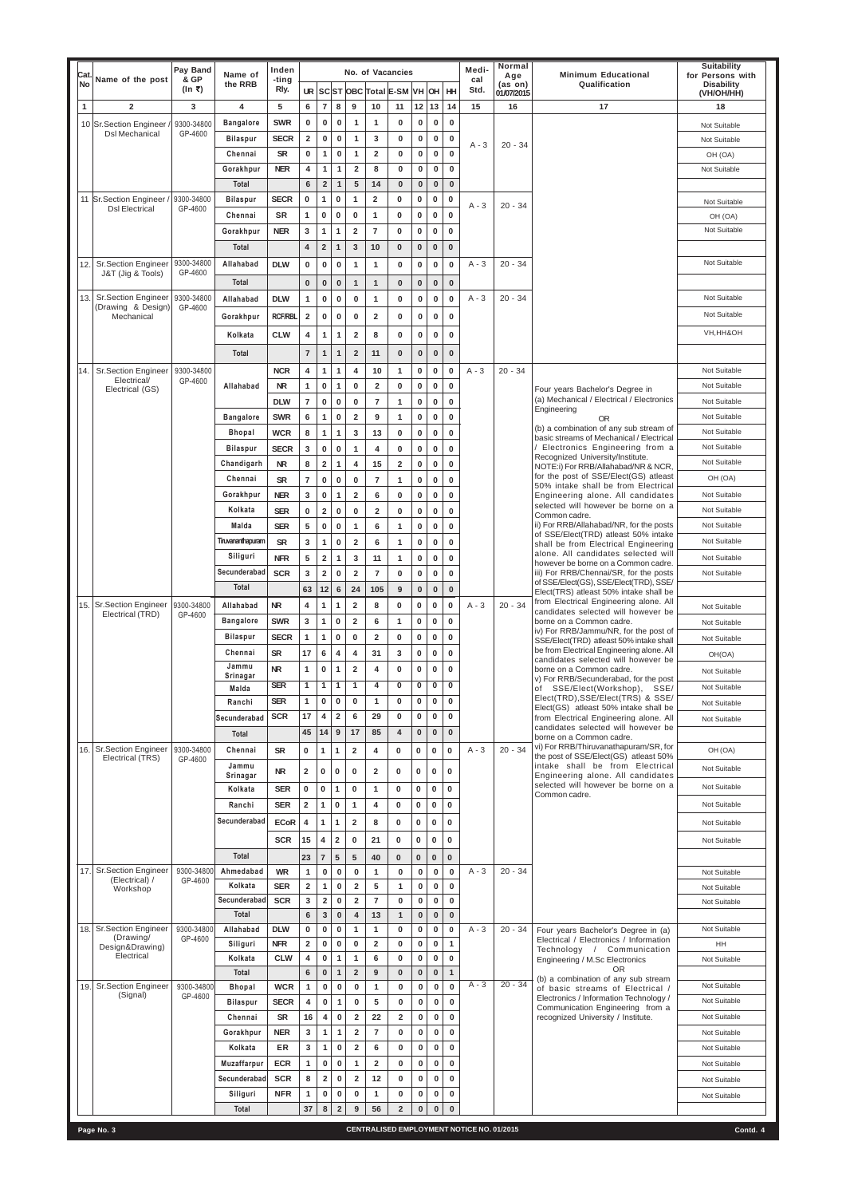| Cat. No | Name of the post | Pay Band & GP (In ₹) | Name of the RRB | Inden -ting Rly. | No. of Vacancies | | | | | | | | | Medi-cal Std. | Normal Age (as on) 01/07/2015 | Minimum Educational Qualification | Suitability for Persons with Disability (VH/OH/HH) |
|---|---|---|---|---|---|---|---|---|---|---|---|---|---|---|---|---|---|
| | | | | | UR | SC | ST | OBC | Total | E-SM | VH | OH | HH | | | | |
| 1 | 2 | 3 | 4 | 5 | 6 | 7 | 8 | 9 | 10 | 11 | 12 | 13 | 14 | 15 | 16 | 17 | 18 |
| 10 | Sr.Section Engineer / Dsl Mechanical | 9300-34800 GP-4600 | Bangalore | SWR | 0 | 0 | 0 | 1 | 1 | 0 | 0 | 0 | 0 | A - 3 | 20 - 34 | | Not Suitable |
| | | | Bilaspur | SECR | 2 | 0 | 0 | 1 | 3 | 0 | 0 | 0 | 0 | | | | Not Suitable |
| | | | Chennai | SR | 0 | 1 | 0 | 1 | 2 | 0 | 0 | 0 | 0 | | | | OH (OA) |
| | | | Gorakhpur | NER | 4 | 1 | 1 | 2 | 8 | 0 | 0 | 0 | 0 | | | | Not Suitable |
| | | | Total | | 6 | 2 | 1 | 5 | 14 | 0 | 0 | 0 | 0 | | | | |
| 11 | Sr.Section Engineer / Dsl Electrical | 9300-34800 GP-4600 | Bilaspur | SECR | 0 | 1 | 0 | 1 | 2 | 0 | 0 | 0 | 0 | A - 3 | 20 - 34 | | Not Suitable |
| | | | Chennai | SR | 1 | 0 | 0 | 0 | 1 | 0 | 0 | 0 | 0 | | | | OH (OA) |
| | | | Gorakhpur | NER | 3 | 1 | 1 | 2 | 7 | 0 | 0 | 0 | 0 | | | | Not Suitable |
| | | | Total | | 4 | 2 | 1 | 3 | 10 | 0 | 0 | 0 | 0 | | | | |
| 12. | Sr.Section Engineer J&T (Jig & Tools) | 9300-34800 GP-4600 | Allahabad | DLW | 0 | 0 | 0 | 1 | 1 | 0 | 0 | 0 | 0 | A - 3 | 20 - 34 | | Not Suitable |
| | | | Total | | 0 | 0 | 0 | 1 | 1 | 0 | 0 | 0 | 0 | | | | |
| 13. | Sr.Section Engineer (Drawing & Design) Mechanical | 9300-34800 GP-4600 | Allahabad | DLW | 1 | 0 | 0 | 0 | 1 | 0 | 0 | 0 | 0 | A - 3 | 20 - 34 | | Not Suitable |
| | | | Gorakhpur | RCF/RBL | 2 | 0 | 0 | 0 | 2 | 0 | 0 | 0 | 0 | | | | Not Suitable |
| | | | Kolkata | CLW | 4 | 1 | 1 | 2 | 8 | 0 | 0 | 0 | 0 | | | | VH,HH&OH |
| | | | Total | | 7 | 1 | 1 | 2 | 11 | 0 | 0 | 0 | 0 | | | | |
| 14. | Sr.Section Engineer Electrical/ Electrical (GS) | 9300-34800 GP-4600 | Allahabad | NCR | 4 | 1 | 1 | 4 | 10 | 1 | 0 | 0 | 0 | A - 3 | 20 - 34 | Four years Bachelor's Degree in (a) Mechanical / Electrical / Electronics Engineering OR (b) a combination of any sub stream of basic streams of Mechanical / Electrical / Electronics Engineering from a Recognized University/Institute. NOTE:i) For RRB/Allahabad/NR & NCR, for the post of SSE/Elect(GS) atleast 50% intake shall be from Electrical Engineering alone. All candidates selected will however be borne on a Common cadre. ii) For RRB/Allahabad/NR, for the posts of SSE/Elect(TRD) atleast 50% intake shall be from Electrical Engineering alone. All candidates selected will however be borne on a Common cadre. iii) For RRB/Chennai/SR, for the posts of SSE/Elect(GS), SSE/Elect(TRD), SSE/ Elect(TRS) atleast 50% intake shall be from Electrical Engineering alone. All candidates selected will however be borne on a Common cadre. iv) For RRB/Jammu/NR, for the post of SSE/Elect(TRD) atleast 50% intake shall be from Electrical Engineering alone. All candidates selected will however be borne on a Common cadre. v) For RRB/Secunderabad, for the post of SSE/Elect(Workshop), SSE/ Elect(TRD),SSE/Elect(TRS) & SSE/ Elect(GS) atleast 50% intake shall be from Electrical Engineering alone. All candidates selected will however be borne on a Common cadre. vi) For RRB/Thiruvanathapuram/SR, for the post of SSE/Elect(GS) atleast 50% intake shall be from Electrical Engineering alone. All candidates selected will however be borne on a Common cadre. | Not Suitable |
| | | | | NR | 1 | 0 | 1 | 0 | 2 | 0 | 0 | 0 | 0 | | | | Not Suitable |
| | | | | DLW | 7 | 0 | 0 | 0 | 7 | 1 | 0 | 0 | 0 | | | | Not Suitable |
| | | | Bangalore | SWR | 6 | 1 | 0 | 2 | 9 | 1 | 0 | 0 | 0 | | | | Not Suitable |
| | | | Bhopal | WCR | 8 | 1 | 1 | 3 | 13 | 0 | 0 | 0 | 0 | | | | Not Suitable |
| | | | Bilaspur | SECR | 3 | 0 | 0 | 1 | 4 | 0 | 0 | 0 | 0 | | | | Not Suitable |
| | | | Chandigarh | NR | 8 | 2 | 1 | 4 | 15 | 2 | 0 | 0 | 0 | | | | Not Suitable |
| | | | Chennai | SR | 7 | 0 | 0 | 0 | 7 | 1 | 0 | 0 | 0 | | | | OH (OA) |
| | | | Gorakhpur | NER | 3 | 0 | 1 | 2 | 6 | 0 | 0 | 0 | 0 | | | | Not Suitable |
| | | | Kolkata | SER | 0 | 2 | 0 | 0 | 2 | 0 | 0 | 0 | 0 | | | | Not Suitable |
| | | | Malda | SER | 5 | 0 | 0 | 1 | 6 | 1 | 0 | 0 | 0 | | | | Not Suitable |
| | | | Tiruvananthapuram | SR | 3 | 1 | 0 | 2 | 6 | 1 | 0 | 0 | 0 | | | | Not Suitable |
| | | | Siliguri | NFR | 5 | 2 | 1 | 3 | 11 | 1 | 0 | 0 | 0 | | | | Not Suitable |
| | | | Secunderabad | SCR | 3 | 2 | 0 | 2 | 7 | 0 | 0 | 0 | 0 | | | | Not Suitable |
| | | | Total | | 63 | 12 | 6 | 24 | 105 | 9 | 0 | 0 | 0 | | | | |
| 15. | Sr.Section Engineer Electrical (TRD) | 9300-34800 GP-4600 | Allahabad | NR | 4 | 1 | 1 | 2 | 8 | 0 | 0 | 0 | 0 | A - 3 | 20 - 34 | | Not Suitable |
| | | | Bangalore | SWR | 3 | 1 | 0 | 2 | 6 | 1 | 0 | 0 | 0 | | | | Not Suitable |
| | | | Bilaspur | SECR | 1 | 1 | 0 | 0 | 2 | 0 | 0 | 0 | 0 | | | | Not Suitable |
| | | | Chennai | SR | 17 | 6 | 4 | 4 | 31 | 3 | 0 | 0 | 0 | | | | OH(OA) |
| | | | Jammu Srinagar | NR | 1 | 0 | 1 | 2 | 4 | 0 | 0 | 0 | 0 | | | | Not Suitable |
| | | | Malda | SER | 1 | 1 | 1 | 1 | 4 | 0 | 0 | 0 | 0 | | | | Not Suitable |
| | | | Ranchi | SER | 1 | 0 | 0 | 0 | 1 | 0 | 0 | 0 | 0 | | | | Not Suitable |
| | | | Secunderabad | SCR | 17 | 4 | 2 | 6 | 29 | 0 | 0 | 0 | 0 | | | | Not Suitable |
| | | | Total | | 45 | 14 | 9 | 17 | 85 | 4 | 0 | 0 | 0 | | | | |
| 16. | Sr.Section Engineer Electrical (TRS) | 9300-34800 GP-4600 | Chennai | SR | 0 | 1 | 1 | 2 | 4 | 0 | 0 | 0 | 0 | A - 3 | 20 - 34 | | OH (OA) |
| | | | Jammu Srinagar | NR | 2 | 0 | 0 | 0 | 2 | 0 | 0 | 0 | 0 | | | | Not Suitable |
| | | | Kolkata | SER | 0 | 0 | 1 | 0 | 1 | 0 | 0 | 0 | 0 | | | | Not Suitable |
| | | | Ranchi | SER | 2 | 1 | 0 | 1 | 4 | 0 | 0 | 0 | 0 | | | | Not Suitable |
| | | | Secunderabad | ECoR | 4 | 1 | 1 | 2 | 8 | 0 | 0 | 0 | 0 | | | | Not Suitable |
| | | | | SCR | 15 | 4 | 2 | 0 | 21 | 0 | 0 | 0 | 0 | | | | Not Suitable |
| | | | Total | | 23 | 7 | 5 | 5 | 40 | 0 | 0 | 0 | 0 | | | | |
| 17. | Sr.Section Engineer (Electrical) / Workshop | 9300-34800 GP-4600 | Ahmedabad | WR | 1 | 0 | 0 | 0 | 1 | 0 | 0 | 0 | 0 | A - 3 | 20 - 34 | | Not Suitable |
| | | | Kolkata | SER | 2 | 1 | 0 | 2 | 5 | 1 | 0 | 0 | 0 | | | | Not Suitable |
| | | | Secunderabad | SCR | 3 | 2 | 0 | 2 | 7 | 0 | 0 | 0 | 0 | | | | Not Suitable |
| | | | Total | | 6 | 3 | 0 | 4 | 13 | 1 | 0 | 0 | 0 | | | | |
| 18. | Sr.Section Engineer (Drawing/ Design&Drawing) Electrical | 9300-34800 GP-4600 | Allahabad | DLW | 0 | 0 | 0 | 1 | 1 | 0 | 0 | 0 | 0 | A - 3 | 20 - 34 | Four years Bachelor's Degree in (a) Electrical / Electronics / Information Technology / Communication Engineering / M.Sc Electronics OR (b) a combination of any sub stream of basic streams of Electrical / Electronics / Information Technology / Communication Engineering from a recognized University / Institute. | Not Suitable |
| | | | Siliguri | NFR | 2 | 0 | 0 | 0 | 2 | 0 | 0 | 0 | 1 | | | | HH |
| | | | Kolkata | CLW | 4 | 0 | 1 | 1 | 6 | 0 | 0 | 0 | 0 | | | | Not Suitable |
| | | | Total | | 6 | 0 | 1 | 2 | 9 | 0 | 0 | 0 | 1 | | | | |
| 19. | Sr.Section Engineer (Signal) | 9300-34800 GP-4600 | Bhopal | WCR | 1 | 0 | 0 | 0 | 1 | 0 | 0 | 0 | 0 | A - 3 | 20 - 34 | | Not Suitable |
| | | | Bilaspur | SECR | 4 | 0 | 1 | 0 | 5 | 0 | 0 | 0 | 0 | | | | Not Suitable |
| | | | Chennai | SR | 16 | 4 | 0 | 2 | 22 | 2 | 0 | 0 | 0 | | | | Not Suitable |
| | | | Gorakhpur | NER | 3 | 1 | 1 | 2 | 7 | 0 | 0 | 0 | 0 | | | | Not Suitable |
| | | | Kolkata | ER | 3 | 1 | 0 | 2 | 6 | 0 | 0 | 0 | 0 | | | | Not Suitable |
| | | | Muzaffarpur | ECR | 1 | 0 | 0 | 1 | 2 | 0 | 0 | 0 | 0 | | | | Not Suitable |
| | | | Secunderabad | SCR | 8 | 2 | 0 | 2 | 12 | 0 | 0 | 0 | 0 | | | | Not Suitable |
| | | | Siliguri | NFR | 1 | 0 | 0 | 0 | 1 | 0 | 0 | 0 | 0 | | | | Not Suitable |
| | | | Total | | 37 | 8 | 2 | 9 | 56 | 2 | 0 | 0 | 0 | | | | |

Contd. 4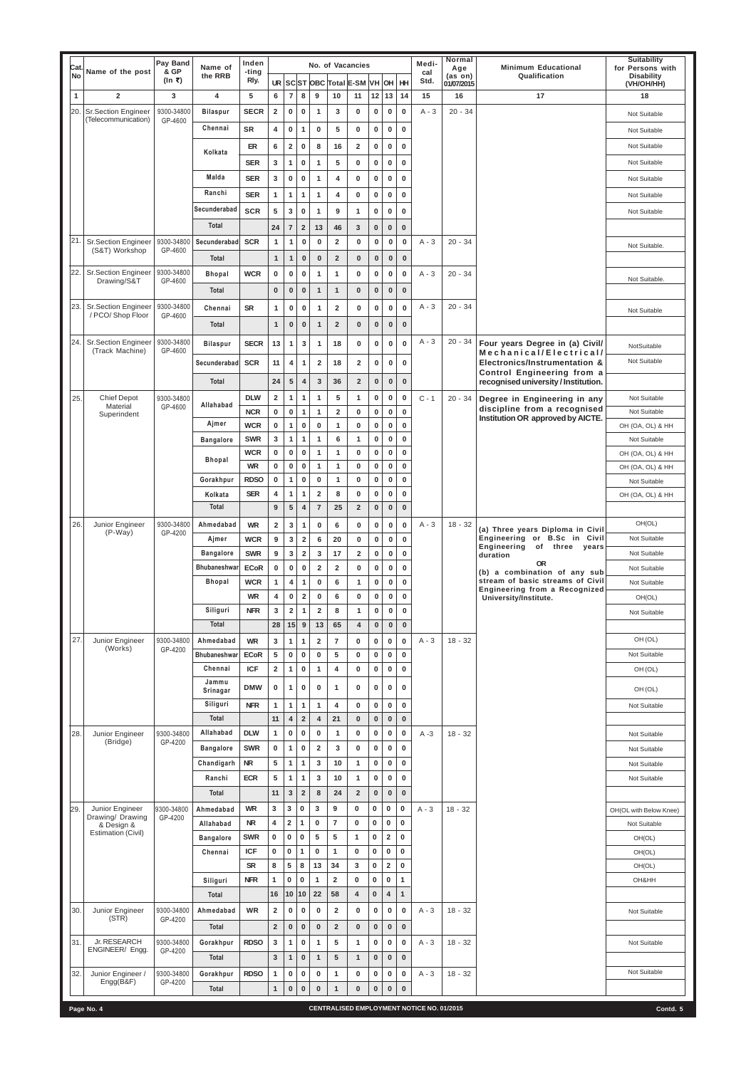| Cat. No | Name of the post | Pay Band & GP (In ₹) | Name of the RRB | Inden -ting Rly. | No. of Vacancies | | | | | | | | | Medi- cal Std. | Normal Age (as on) 01/07/2015 | Minimum Educational Qualification | Suitability for Persons with Disability (VH/OH/HH) |
|---|---|---|---|---|---|---|---|---|---|---|---|---|---|---|---|---|---|
| | | | | | UR | SC | ST | OBC | Total | E-SM | VH | OH | HH | | | | |
| 1 | 2 | 3 | 4 | 5 | 6 | 7 | 8 | 9 | 10 | 11 | 12 | 13 | 14 | 15 | 16 | 17 | 18 |
| 20. | Sr.Section Engineer (Telecommunication) | 9300-34800 GP-4600 | Bilaspur | SECR | 2 | 0 | 0 | 1 | 3 | 0 | 0 | 0 | 0 | A - 3 | 20 - 34 | | Not Suitable |
| | | | Chennai | SR | 4 | 0 | 1 | 0 | 5 | 0 | 0 | 0 | 0 | | | | Not Suitable |
| | | | Kolkata | ER | 6 | 2 | 0 | 8 | 16 | 2 | 0 | 0 | 0 | | | | Not Suitable |
| | | | | SER | 3 | 1 | 0 | 1 | 5 | 0 | 0 | 0 | 0 | | | | Not Suitable |
| | | | Malda | SER | 3 | 0 | 0 | 1 | 4 | 0 | 0 | 0 | 0 | | | | Not Suitable |
| | | | Ranchi | SER | 1 | 1 | 1 | 1 | 4 | 0 | 0 | 0 | 0 | | | | Not Suitable |
| | | | Secunderabad | SCR | 5 | 3 | 0 | 1 | 9 | 1 | 0 | 0 | 0 | | | | Not Suitable |
| | | | Total | | 24 | 7 | 2 | 13 | 46 | 3 | 0 | 0 | 0 | | | | |
| 21. | Sr.Section Engineer (S&T) Workshop | 9300-34800 GP-4600 | Secunderabad | SCR | 1 | 1 | 0 | 0 | 2 | 0 | 0 | 0 | 0 | A - 3 | 20 - 34 | | Not Suitable. |
| | | | Total | | 1 | 1 | 0 | 0 | 2 | 0 | 0 | 0 | 0 | | | | |
| 22. | Sr.Section Engineer Drawing/S&T | 9300-34800 GP-4600 | Bhopal | WCR | 0 | 0 | 0 | 1 | 1 | 0 | 0 | 0 | 0 | A - 3 | 20 - 34 | | Not Suitable. |
| | | | Total | | 0 | 0 | 0 | 1 | 1 | 0 | 0 | 0 | 0 | | | | |
| 23. | Sr.Section Engineer / PCO/ Shop Floor | 9300-34800 GP-4600 | Chennai | SR | 1 | 0 | 0 | 1 | 2 | 0 | 0 | 0 | 0 | A - 3 | 20 - 34 | | Not Suitable |
| | | | Total | | 1 | 0 | 0 | 1 | 2 | 0 | 0 | 0 | 0 | | | | |
| 24. | Sr.Section Engineer (Track Machine) | 9300-34800 GP-4600 | Bilaspur | SECR | 13 | 1 | 3 | 1 | 18 | 0 | 0 | 0 | 0 | A - 3 | 20 - 34 | Four years Degree in (a) Civil/ Mechanical/Electrical/ Electronics/Instrumentation & Control Engineering from a recognised university / Institution. | NotSuitable |
| | | | Secunderabad | SCR | 11 | 4 | 1 | 2 | 18 | 2 | 0 | 0 | 0 | | | | Not Suitable |
| | | | Total | | 24 | 5 | 4 | 3 | 36 | 2 | 0 | 0 | 0 | | | | |
| 25. | Chief Depot Material Superintendent | 9300-34800 GP-4600 | Allahabad | DLW | 2 | 1 | 1 | 1 | 5 | 1 | 0 | 0 | 0 | C - 1 | 20 - 34 | Degree in Engineering in any discipline from a recognised Institution OR approved by AICTE. | Not Suitable |
| | | | | NCR | 0 | 0 | 1 | 1 | 2 | 0 | 0 | 0 | 0 | | | | Not Suitable |
| | | | Ajmer | WCR | 0 | 1 | 0 | 0 | 1 | 0 | 0 | 0 | 0 | | | | OH (OA, OL) & HH |
| | | | Bangalore | SWR | 3 | 1 | 1 | 1 | 6 | 1 | 0 | 0 | 0 | | | | Not Suitable |
| | | | Bhopal | WCR | 0 | 0 | 0 | 1 | 1 | 0 | 0 | 0 | 0 | | | | OH (OA, OL) & HH |
| | | | | WR | 0 | 0 | 0 | 1 | 1 | 0 | 0 | 0 | 0 | | | | OH (OA, OL) & HH |
| | | | Gorakhpur | RDSO | 0 | 1 | 0 | 0 | 1 | 0 | 0 | 0 | 0 | | | | Not Suitable |
| | | | Kolkata | SER | 4 | 1 | 1 | 2 | 8 | 0 | 0 | 0 | 0 | | | | OH (OA, OL) & HH |
| | | | Total | | 9 | 5 | 4 | 7 | 25 | 2 | 0 | 0 | 0 | | | | |
| 26. | Junior Engineer (P-Way) | 9300-34800 GP-4200 | Ahmedabad | WR | 2 | 3 | 1 | 0 | 6 | 0 | 0 | 0 | 0 | A - 3 | 18 - 32 | (a) Three years Diploma in Civil Engineering or B.Sc in Civil Engineering of three years duration OR (b) a combination of any sub stream of basic streams of Civil Engineering from a Recognized University/Institute. | OH(OL) |
| | | | Ajmer | WCR | 9 | 3 | 2 | 6 | 20 | 0 | 0 | 0 | 0 | | | | Not Suitable |
| | | | Bangalore | SWR | 9 | 3 | 2 | 3 | 17 | 2 | 0 | 0 | 0 | | | | Not Suitable |
| | | | Bhubaneshwar | ECoR | 0 | 0 | 0 | 2 | 2 | 0 | 0 | 0 | 0 | | | | Not Suitable |
| | | | Bhopal | WCR | 1 | 4 | 1 | 0 | 6 | 1 | 0 | 0 | 0 | | | | Not Suitable |
| | | | | WR | 4 | 0 | 2 | 0 | 6 | 0 | 0 | 0 | 0 | | | | OH(OL) |
| | | | Siliguri | NFR | 3 | 2 | 1 | 2 | 8 | 1 | 0 | 0 | 0 | | | | Not Suitable |
| | | | Total | | 28 | 15 | 9 | 13 | 65 | 4 | 0 | 0 | 0 | | | | |
| 27. | Junior Engineer (Works) | 9300-34800 GP-4200 | Ahmedabad | WR | 3 | 1 | 1 | 2 | 7 | 0 | 0 | 0 | 0 | A - 3 | 18 - 32 | | OH (OL) |
| | | | Bhubaneshwar | ECoR | 5 | 0 | 0 | 0 | 5 | 0 | 0 | 0 | 0 | | | | Not Suitable |
| | | | Chennai | ICF | 2 | 1 | 0 | 1 | 4 | 0 | 0 | 0 | 0 | | | | OH (OL) |
| | | | Jammu Srinagar | DMW | 0 | 1 | 0 | 0 | 1 | 0 | 0 | 0 | 0 | | | | OH (OL) |
| | | | Siliguri | NFR | 1 | 1 | 1 | 1 | 4 | 0 | 0 | 0 | 0 | | | | Not Suitable |
| | | | Total | | 11 | 4 | 2 | 4 | 21 | 0 | 0 | 0 | 0 | | | | |
| 28. | Junior Engineer (Bridge) | 9300-34800 GP-4200 | Allahabad | DLW | 1 | 0 | 0 | 0 | 1 | 0 | 0 | 0 | 0 | A -3 | 18 - 32 | | Not Suitable |
| | | | Bangalore | SWR | 0 | 1 | 0 | 2 | 3 | 0 | 0 | 0 | 0 | | | | Not Suitable |
| | | | Chandigarh | NR | 5 | 1 | 1 | 3 | 10 | 1 | 0 | 0 | 0 | | | | Not Suitable |
| | | | Ranchi | ECR | 5 | 1 | 1 | 3 | 10 | 1 | 0 | 0 | 0 | | | | Not Suitable |
| | | | Total | | 11 | 3 | 2 | 8 | 24 | 2 | 0 | 0 | 0 | | | | |
| 29. | Junior Engineer Drawing/ Drawing & Design & Estimation (Civil) | 9300-34800 GP-4200 | Ahmedabad | WR | 3 | 3 | 0 | 3 | 9 | 0 | 0 | 0 | 0 | A - 3 | 18 - 32 | | OH(OL with Below Knee) |
| | | | Allahabad | NR | 4 | 2 | 1 | 0 | 7 | 0 | 0 | 0 | 0 | | | | Not Suitable |
| | | | Bangalore | SWR | 0 | 0 | 0 | 5 | 5 | 1 | 0 | 2 | 0 | | | | OH(OL) |
| | | | Chennai | ICF | 0 | 0 | 1 | 0 | 1 | 0 | 0 | 0 | 0 | | | | OH(OL) |
| | | | | SR | 8 | 5 | 8 | 13 | 34 | 3 | 0 | 2 | 0 | | | | OH(OL) |
| | | | Siliguri | NFR | 1 | 0 | 0 | 1 | 2 | 0 | 0 | 0 | 1 | | | | OH&HH |
| | | | Total | | 16 | 10 | 10 | 22 | 58 | 4 | 0 | 4 | 1 | | | | |
| 30. | Junior Engineer (STR) | 9300-34800 GP-4200 | Ahmedabad | WR | 2 | 0 | 0 | 0 | 2 | 0 | 0 | 0 | 0 | A - 3 | 18 - 32 | | Not Suitable |
| | | | Total | | 2 | 0 | 0 | 0 | 2 | 0 | 0 | 0 | 0 | | | | |
| 31. | Jr. RESEARCH ENGINEER/ Engg. | 9300-34800 GP-4200 | Gorakhpur | RDSO | 3 | 1 | 0 | 1 | 5 | 1 | 0 | 0 | 0 | A - 3 | 18 - 32 | | Not Suitable |
| | | | Total | | 3 | 1 | 0 | 1 | 5 | 1 | 0 | 0 | 0 | | | | |
| 32. | Junior Engineer / Engg(B&F) | 9300-34800 GP-4200 | Gorakhpur | RDSO | 1 | 0 | 0 | 0 | 1 | 0 | 0 | 0 | 0 | A - 3 | 18 - 32 | | Not Suitable |
| | | | Total | | 1 | 0 | 0 | 0 | 1 | 0 | 0 | 0 | 0 | | | | |

CENTRALISED EMPLOYMENT NOTICE NO. 01/2015

Contd. 5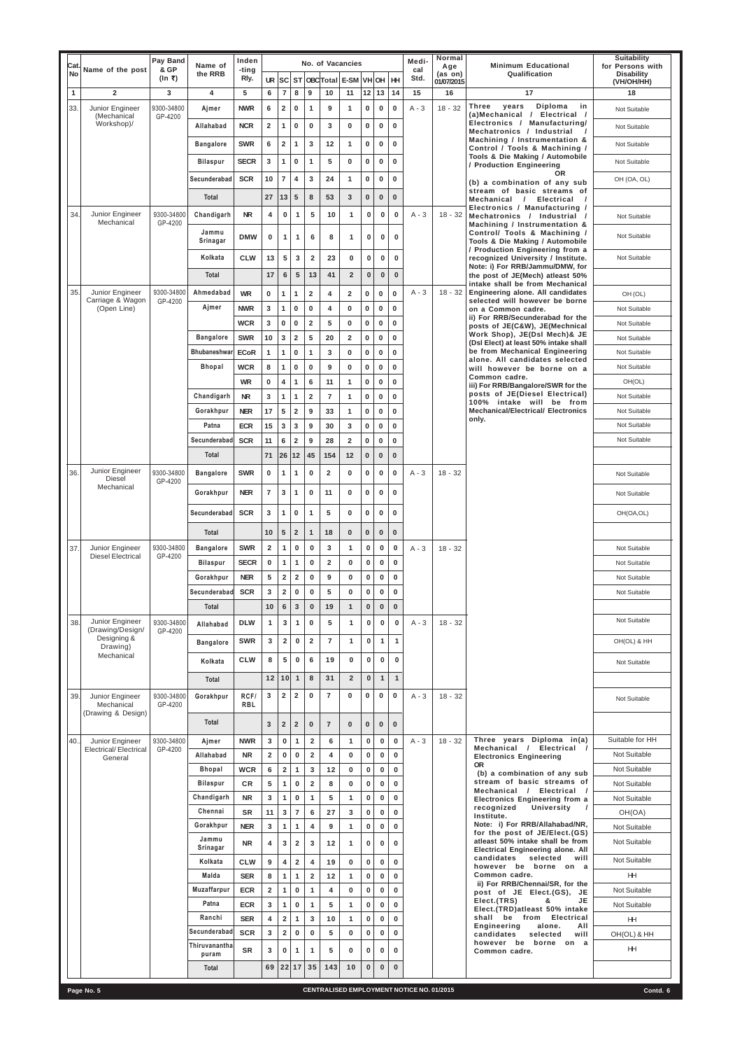| Cat. No | Name of the post | Pay Band & GP (In ₹) | Name of the RRB | Inden -ting Rly. | No. of Vacancies | | | | | | | | | Medi-cal Std. | Normal Age (as on) 01/07/2015 | Minimum Educational Qualification | Suitability for Persons with Disability (VH/OH/HH) |
|---|---|---|---|---|---|---|---|---|---|---|---|---|---|---|---|---|---|
| | | | | | UR | SC | ST | OBC | Total | E-SM | VH | OH | HH | | | | |
| 1 | 2 | 3 | 4 | 5 | 6 | 7 | 8 | 9 | 10 | 11 | 12 | 13 | 14 | 15 | 16 | 17 | 18 |
| 33. | Junior Engineer (Mechanical Workshop)/ | 9300-34800 GP-4200 | Ajmer | NWR | 6 | 2 | 0 | 1 | 9 | 1 | 0 | 0 | 0 | A - 3 | 18 - 32 | Three years Diploma in (a)Mechanical / Electrical / Electronics / Manufacturing/ Mechatronics / Industrial / Machining / Instrumentation & Control / Tools & Machining / Tools & Die Making / Automobile / Production Engineering OR (b) a combination of any sub stream of basic streams of Mechanical / Electrical / Electronics / Manufacturing / Mechatronics / Industrial / Machining / Instrumentation & Control/ Tools & Machining / Tools & Die Making / Automobile / Production Engineering from a recognized University / Institute. Note: i) For RRB/Jammu/DMW, for the post of JE(Mech) atleast 50% intake shall be from Mechanical Engineering alone. All candidates selected will however be borne on a Common cadre. ii) For RRB/Secunderabad for the posts of JE(C&W), JE(Mechnical Work Shop), JE(Dsl Mech)& JE (Dsl Elect) at least 50% intake shall be from Mechanical Engineering alone. All candidates selected will however be borne on a Common cadre. iii) For RRB/Bangalore/SWR for the posts of JE(Diesel Electrical) 100% intake will be from Mechanical/Electrical/ Electronics only. | Not Suitable |
| | | | Allahabad | NCR | 2 | 1 | 0 | 0 | 3 | 0 | 0 | 0 | 0 | | | | Not Suitable |
| | | | Bangalore | SWR | 6 | 2 | 1 | 3 | 12 | 1 | 0 | 0 | 0 | | | | Not Suitable |
| | | | Bilaspur | SECR | 3 | 1 | 0 | 1 | 5 | 0 | 0 | 0 | 0 | | | | Not Suitable |
| | | | Secunderabad | SCR | 10 | 7 | 4 | 3 | 24 | 1 | 0 | 0 | 0 | | | | OH (OA, OL) |
| | | | Total | | 27 | 13 | 5 | 8 | 53 | 3 | 0 | 0 | 0 | | | | |
| 34. | Junior Engineer Mechanical | 9300-34800 GP-4200 | Chandigarh | NR | 4 | 0 | 1 | 5 | 10 | 1 | 0 | 0 | 0 | A - 3 | 18 - 32 | | Not Suitable |
| | | | Jammu Srinagar | DMW | 0 | 1 | 1 | 6 | 8 | 1 | 0 | 0 | 0 | | | | Not Suitable |
| | | | Kolkata | CLW | 13 | 5 | 3 | 2 | 23 | 0 | 0 | 0 | 0 | | | | Not Suitable |
| | | | Total | | 17 | 6 | 5 | 13 | 41 | 2 | 0 | 0 | 0 | | | | |
| 35. | Junior Engineer Carriage & Wagon (Open Line) | 9300-34800 GP-4200 | Ahmedabad | WR | 0 | 1 | 1 | 2 | 4 | 2 | 0 | 0 | 0 | A - 3 | 18 - 32 | | OH (OL) |
| | | | Ajmer | NWR | 3 | 1 | 0 | 0 | 4 | 0 | 0 | 0 | 0 | | | | Not Suitable |
| | | | | WCR | 3 | 0 | 0 | 2 | 5 | 0 | 0 | 0 | 0 | | | | Not Suitable |
| | | | Bangalore | SWR | 10 | 3 | 2 | 5 | 20 | 2 | 0 | 0 | 0 | | | | Not Suitable |
| | | | Bhubaneshwar | ECoR | 1 | 1 | 0 | 1 | 3 | 0 | 0 | 0 | 0 | | | | Not Suitable |
| | | | Bhopal | WCR | 8 | 1 | 0 | 0 | 9 | 0 | 0 | 0 | 0 | | | | Not Suitable |
| | | | | WR | 0 | 4 | 1 | 6 | 11 | 1 | 0 | 0 | 0 | | | | OH(OL) |
| | | | Chandigarh | NR | 3 | 1 | 1 | 2 | 7 | 1 | 0 | 0 | 0 | | | | Not Suitable |
| | | | Gorakhpur | NER | 17 | 5 | 2 | 9 | 33 | 1 | 0 | 0 | 0 | | | | Not Suitable |
| | | | Patna | ECR | 15 | 3 | 3 | 9 | 30 | 3 | 0 | 0 | 0 | | | | Not Suitable |
| | | | Secunderabad | SCR | 11 | 6 | 2 | 9 | 28 | 2 | 0 | 0 | 0 | | | | Not Suitable |
| | | | Total | | 71 | 26 | 12 | 45 | 154 | 12 | 0 | 0 | 0 | | | | |
| 36. | Junior Engineer Diesel Mechanical | 9300-34800 GP-4200 | Bangalore | SWR | 0 | 1 | 1 | 0 | 2 | 0 | 0 | 0 | 0 | A - 3 | 18 - 32 | | Not Suitable |
| | | | Gorakhpur | NER | 7 | 3 | 1 | 0 | 11 | 0 | 0 | 0 | 0 | | | | Not Suitable |
| | | | Secunderabad | SCR | 3 | 1 | 0 | 1 | 5 | 0 | 0 | 0 | 0 | | | | OH(OA,OL) |
| | | | Total | | 10 | 5 | 2 | 1 | 18 | 0 | 0 | 0 | 0 | | | | |
| 37. | Junior Engineer Diesel Electrical | 9300-34800 GP-4200 | Bangalore | SWR | 2 | 1 | 0 | 0 | 3 | 1 | 0 | 0 | 0 | A - 3 | 18 - 32 | | Not Suitable |
| | | | Bilaspur | SECR | 0 | 1 | 1 | 0 | 2 | 0 | 0 | 0 | 0 | | | | Not Suitable |
| | | | Gorakhpur | NER | 5 | 2 | 2 | 0 | 9 | 0 | 0 | 0 | 0 | | | | Not Suitable |
| | | | Secunderabad | SCR | 3 | 2 | 0 | 0 | 5 | 0 | 0 | 0 | 0 | | | | Not Suitable |
| | | | Total | | 10 | 6 | 3 | 0 | 19 | 1 | 0 | 0 | 0 | | | | |
| 38. | Junior Engineer (Drawing/Design/ Designing & Drawing) Mechanical | 9300-34800 GP-4200 | Allahabad | DLW | 1 | 3 | 1 | 0 | 5 | 1 | 0 | 0 | 0 | A - 3 | 18 - 32 | | Not Suitable |
| | | | Bangalore | SWR | 3 | 2 | 0 | 2 | 7 | 1 | 0 | 1 | 1 | | | | OH(OL) & HH |
| | | | Kolkata | CLW | 8 | 5 | 0 | 6 | 19 | 0 | 0 | 0 | 0 | | | | Not Suitable |
| | | | Total | | 12 | 10 | 1 | 8 | 31 | 2 | 0 | 1 | 1 | | | | |
| 39. | Junior Engineer Mechanical (Drawing & Design) | 9300-34800 GP-4200 | Gorakhpur | RCF/ RBL | 3 | 2 | 2 | 0 | 7 | 0 | 0 | 0 | 0 | A - 3 | 18 - 32 | | Not Suitable |
| | | | Total | | 3 | 2 | 2 | 0 | 7 | 0 | 0 | 0 | 0 | | | | |
| 40. | Junior Engineer Electrical/ Electrical General | 9300-34800 GP-4200 | Ajmer | NWR | 3 | 0 | 1 | 2 | 6 | 1 | 0 | 0 | 0 | A - 3 | 18 - 32 | Three years Diploma in(a) Mechanical / Electrical / Electronics Engineering OR (b) a combination of any sub stream of basic streams of Mechanical / Electrical / Electronics Engineering from a recognized University / Institute. Note: i) For RRB/Allahabad/NR, for the post of JE/Elect.(GS) atleast 50% intake shall be from Electrical Engineering alone. All candidates selected will however be borne on a Common cadre. ii) For RRB/Chennai/SR, for the post of JE Elect.(GS), JE Elect.(TRS) & JE Elect.(TRD)atleast 50% intake shall be from Electrical Engineering alone. All candidates selected will however be borne on a Common cadre. | Suitable for HH |
| | | | Allahabad | NR | 2 | 0 | 0 | 2 | 4 | 0 | 0 | 0 | 0 | | | | Not Suitable |
| | | | Bhopal | WCR | 6 | 2 | 1 | 3 | 12 | 0 | 0 | 0 | 0 | | | | Not Suitable |
| | | | Bilaspur | CR | 5 | 1 | 0 | 2 | 8 | 0 | 0 | 0 | 0 | | | | Not Suitable |
| | | | Chandigarh | NR | 3 | 1 | 0 | 1 | 5 | 1 | 0 | 0 | 0 | | | | Not Suitable |
| | | | Chennai | SR | 11 | 3 | 7 | 6 | 27 | 3 | 0 | 0 | 0 | | | | OH(OA) |
| | | | Gorakhpur | NER | 3 | 1 | 1 | 4 | 9 | 1 | 0 | 0 | 0 | | | | Not Suitable |
| | | | Jammu Srinagar | NR | 4 | 3 | 2 | 3 | 12 | 1 | 0 | 0 | 0 | | | | Not Suitable |
| | | | Kolkata | CLW | 9 | 4 | 2 | 4 | 19 | 0 | 0 | 0 | 0 | | | | Not Suitable |
| | | | Malda | SER | 8 | 1 | 1 | 2 | 12 | 1 | 0 | 0 | 0 | | | | HH |
| | | | Muzaffarpur | ECR | 2 | 1 | 0 | 1 | 4 | 0 | 0 | 0 | 0 | | | | Not Suitable |
| | | | Patna | ECR | 3 | 1 | 0 | 1 | 5 | 1 | 0 | 0 | 0 | | | | Not Suitable |
| | | | Ranchi | SER | 4 | 2 | 1 | 3 | 10 | 1 | 0 | 0 | 0 | | | | HH |
| | | | Secunderabad | SCR | 3 | 2 | 0 | 0 | 5 | 0 | 0 | 0 | 0 | | | | OH(OL) & HH |
| | | | Thiruvanantha puram | SR | 3 | 0 | 1 | 1 | 5 | 0 | 0 | 0 | 0 | | | | HH |
| | | | Total | | 69 | 22 | 17 | 35 | 143 | 10 | 0 | 0 | 0 | | | | |

CENTRALISED EMPLOYMENT NOTICE NO. 01/2015

Contd. 6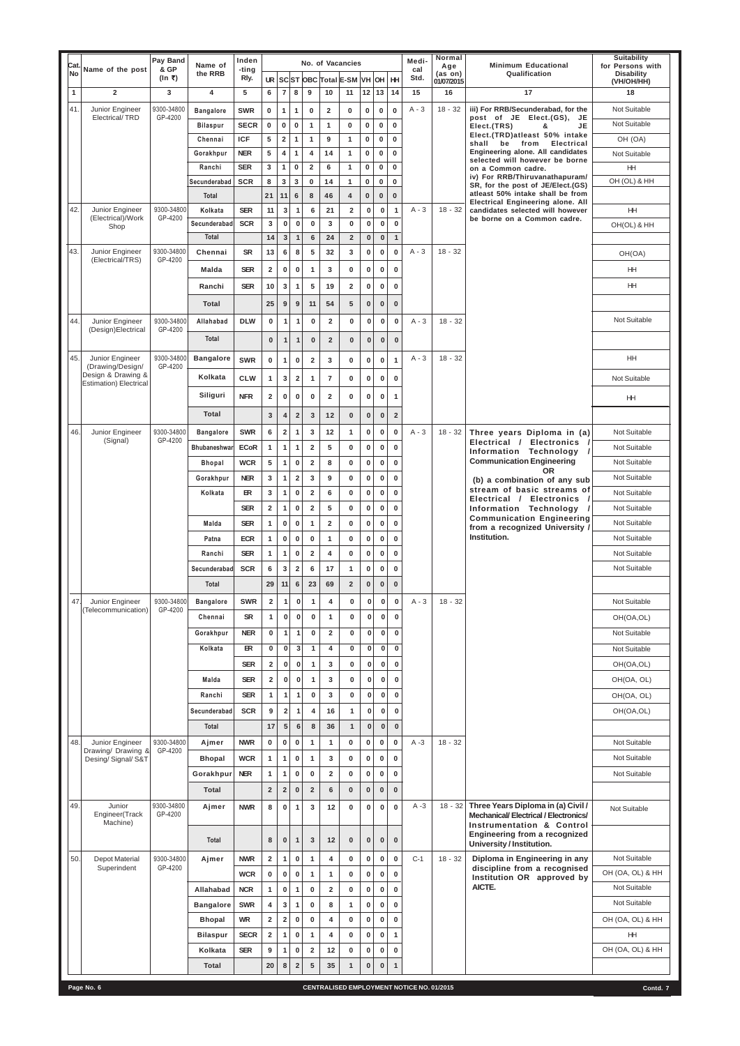| Cat. No | Name of the post | Pay Band & GP (In ₹) | Name of the RRB | Indenting Rly. | No. of Vacancies | | | | | | | | | Medical Std. | Normal Age (as on) 01/07/2015 | Minimum Educational Qualification | Suitability for Persons with Disability (VH/OH/HH) |
|---|---|---|---|---|---|---|---|---|---|---|---|---|---|---|---|---|---|
| | | | | | UR | SC | ST | OBC | Total | E-SM | VH | OH | HH | | | | |
| 1 | 2 | 3 | 4 | 5 | 6 | 7 | 8 | 9 | 10 | 11 | 12 | 13 | 14 | 15 | 16 | 17 | 18 |
| 41. | Junior Engineer Electrical/ TRD | 9300-34800 GP-4200 | Bangalore | SWR | 0 | 1 | 1 | 0 | 2 | 0 | 0 | 0 | 0 | A - 3 | 18 - 32 | iii) For RRB/Secunderabad, for the post of JE Elect.(GS), JE Elect.(TRS) & JE Elect.(TRD)atleast 50% intake shall be from Electrical Engineering alone. All candidates selected will however be borne on a Common cadre. iv) For RRB/Thiruvanathapuram/ SR, for the post of JE/Elect.(GS) atleast 50% intake shall be from Electrical Engineering alone. All candidates selected will however be borne on a Common cadre. | Not Suitable |
| | | | Bilaspur | SECR | 0 | 0 | 0 | 1 | 1 | 0 | 0 | 0 | 0 | | | | Not Suitable |
| | | | Chennai | ICF | 5 | 2 | 1 | 1 | 9 | 1 | 0 | 0 | 0 | | | | OH (OA) |
| | | | Gorakhpur | NER | 5 | 4 | 1 | 4 | 14 | 1 | 0 | 0 | 0 | | | | Not Suitable |
| | | | Ranchi | SER | 3 | 1 | 0 | 2 | 6 | 1 | 0 | 0 | 0 | | | | HH |
| | | | Secunderabad | SCR | 8 | 3 | 3 | 0 | 14 | 1 | 0 | 0 | 0 | | | | OH (OL) & HH |
| | | | Total | | 21 | 11 | 6 | 8 | 46 | 4 | 0 | 0 | 0 | | | | |
| 42. | Junior Engineer (Electrical)/Work Shop | 9300-34800 GP-4200 | Kolkata | SER | 11 | 3 | 1 | 6 | 21 | 2 | 0 | 0 | 1 | A - 3 | 18 - 32 | | HH |
| | | | Secunderabad | SCR | 3 | 0 | 0 | 0 | 3 | 0 | 0 | 0 | 0 | | | | OH(OL) & HH |
| | | | Total | | 14 | 3 | 1 | 6 | 24 | 2 | 0 | 0 | 1 | | | | |
| 43. | Junior Engineer (Electrical/TRS) | 9300-34800 GP-4200 | Chennai | SR | 13 | 6 | 8 | 5 | 32 | 3 | 0 | 0 | 0 | A - 3 | 18 - 32 | | OH(OA) |
| | | | Malda | SER | 2 | 0 | 0 | 1 | 3 | 0 | 0 | 0 | 0 | | | | HH |
| | | | Ranchi | SER | 10 | 3 | 1 | 5 | 19 | 2 | 0 | 0 | 0 | | | | HH |
| | | | Total | | 25 | 9 | 9 | 11 | 54 | 5 | 0 | 0 | 0 | | | | |
| 44. | Junior Engineer (Design)Electrical | 9300-34800 GP-4200 | Allahabad | DLW | 0 | 1 | 1 | 0 | 2 | 0 | 0 | 0 | 0 | A - 3 | 18 - 32 | | Not Suitable |
| | | | Total | | 0 | 1 | 1 | 0 | 2 | 0 | 0 | 0 | 0 | | | | |
| 45. | Junior Engineer (Drawing/Design/ Design & Drawing & Estimation) Electrical | 9300-34800 GP-4200 | Bangalore | SWR | 0 | 1 | 0 | 2 | 3 | 0 | 0 | 0 | 1 | A - 3 | 18 - 32 | | HH |
| | | | Kolkata | CLW | 1 | 3 | 2 | 1 | 7 | 0 | 0 | 0 | 0 | | | | Not Suitable |
| | | | Siliguri | NFR | 2 | 0 | 0 | 0 | 2 | 0 | 0 | 0 | 1 | | | | HH |
| | | | Total | | 3 | 4 | 2 | 3 | 12 | 0 | 0 | 0 | 2 | | | | |
| 46. | Junior Engineer (Signal) | 9300-34800 GP-4200 | Bangalore | SWR | 6 | 2 | 1 | 3 | 12 | 1 | 0 | 0 | 0 | A - 3 | 18 - 32 | Three years Diploma in (a) Electrical / Electronics / Information Technology / Communication Engineering OR (b) a combination of any sub stream of basic streams of Electrical / Electronics / Information Technology / Communication Engineering from a recognized University / Institution. | Not Suitable |
| | | | Bhubaneshwar | ECoR | 1 | 1 | 1 | 2 | 5 | 0 | 0 | 0 | 0 | | | | Not Suitable |
| | | | Bhopal | WCR | 5 | 1 | 0 | 2 | 8 | 0 | 0 | 0 | 0 | | | | Not Suitable |
| | | | Gorakhpur | NER | 3 | 1 | 2 | 3 | 9 | 0 | 0 | 0 | 0 | | | | Not Suitable |
| | | | Kolkata | ER | 3 | 1 | 0 | 2 | 6 | 0 | 0 | 0 | 0 | | | | Not Suitable |
| | | | | SER | 2 | 1 | 0 | 2 | 5 | 0 | 0 | 0 | 0 | | | | Not Suitable |
| | | | Malda | SER | 1 | 0 | 0 | 1 | 2 | 0 | 0 | 0 | 0 | | | | Not Suitable |
| | | | Patna | ECR | 1 | 0 | 0 | 0 | 1 | 0 | 0 | 0 | 0 | | | | Not Suitable |
| | | | Ranchi | SER | 1 | 1 | 0 | 2 | 4 | 0 | 0 | 0 | 0 | | | | Not Suitable |
| | | | Secunderabad | SCR | 6 | 3 | 2 | 6 | 17 | 1 | 0 | 0 | 0 | | | | Not Suitable |
| | | | Total | | 29 | 11 | 6 | 23 | 69 | 2 | 0 | 0 | 0 | | | | |
| 47. | Junior Engineer (Telecommunication) | 9300-34800 GP-4200 | Bangalore | SWR | 2 | 1 | 0 | 1 | 4 | 0 | 0 | 0 | 0 | A - 3 | 18 - 32 | | Not Suitable |
| | | | Chennai | SR | 1 | 0 | 0 | 0 | 1 | 0 | 0 | 0 | 0 | | | | OH(OA,OL) |
| | | | Gorakhpur | NER | 0 | 1 | 1 | 0 | 2 | 0 | 0 | 0 | 0 | | | | Not Suitable |
| | | | Kolkata | ER | 0 | 0 | 3 | 1 | 4 | 0 | 0 | 0 | 0 | | | | Not Suitable |
| | | | | SER | 2 | 0 | 0 | 1 | 3 | 0 | 0 | 0 | 0 | | | | OH(OA,OL) |
| | | | Malda | SER | 2 | 0 | 0 | 1 | 3 | 0 | 0 | 0 | 0 | | | | OH(OA, OL) |
| | | | Ranchi | SER | 1 | 1 | 1 | 0 | 3 | 0 | 0 | 0 | 0 | | | | OH(OA, OL) |
| | | | Secunderabad | SCR | 9 | 2 | 1 | 4 | 16 | 1 | 0 | 0 | 0 | | | | OH(OA,OL) |
| | | | Total | | 17 | 5 | 6 | 8 | 36 | 1 | 0 | 0 | 0 | | | | |
| 48. | Junior Engineer Drawing/ Drawing & Desing/ Signal/ S&T | 9300-34800 GP-4200 | Ajmer | NWR | 0 | 0 | 0 | 1 | 1 | 0 | 0 | 0 | 0 | A -3 | 18 - 32 | | Not Suitable |
| | | | Bhopal | WCR | 1 | 1 | 0 | 1 | 3 | 0 | 0 | 0 | 0 | | | | Not Suitable |
| | | | Gorakhpur | NER | 1 | 1 | 0 | 0 | 2 | 0 | 0 | 0 | 0 | | | | Not Suitable |
| | | | Total | | 2 | 2 | 0 | 2 | 6 | 0 | 0 | 0 | 0 | | | | |
| 49. | Junior Engineer(Track Machine) | 9300-34800 GP-4200 | Ajmer | NWR | 8 | 0 | 1 | 3 | 12 | 0 | 0 | 0 | 0 | A -3 | 18 - 32 | Three Years Diploma in (a) Civil / Mechanical/ Electrical / Electronics/ Instrumentation & Control Engineering from a recognized University / Institution. | Not Suitable |
| | | | Total | | 8 | 0 | 1 | 3 | 12 | 0 | 0 | 0 | 0 | | | | |
| 50. | Depot Material Superintendent | 9300-34800 GP-4200 | Ajmer | NWR | 2 | 1 | 0 | 1 | 4 | 0 | 0 | 0 | 0 | C-1 | 18 - 32 | Diploma in Engineering in any discipline from a recognised Institution OR approved by AICTE. | Not Suitable |
| | | | | WCR | 0 | 0 | 0 | 1 | 1 | 0 | 0 | 0 | 0 | | | | OH (OA, OL) & HH |
| | | | Allahabad | NCR | 1 | 0 | 1 | 0 | 2 | 0 | 0 | 0 | 0 | | | | Not Suitable |
| | | | Bangalore | SWR | 4 | 3 | 1 | 0 | 8 | 1 | 0 | 0 | 0 | | | | Not Suitable |
| | | | Bhopal | WR | 2 | 2 | 0 | 0 | 4 | 0 | 0 | 0 | 0 | | | | OH (OA, OL) & HH |
| | | | Bilaspur | SECR | 2 | 1 | 0 | 1 | 4 | 0 | 0 | 0 | 1 | | | | HH |
| | | | Kolkata | SER | 9 | 1 | 0 | 2 | 12 | 0 | 0 | 0 | 0 | | | | OH (OA, OL) & HH |
| | | | Total | | 20 | 8 | 2 | 5 | 35 | 1 | 0 | 0 | 1 | | | | |

CENTRALISED EMPLOYMENT NOTICE NO. 01/2015

Contd. 7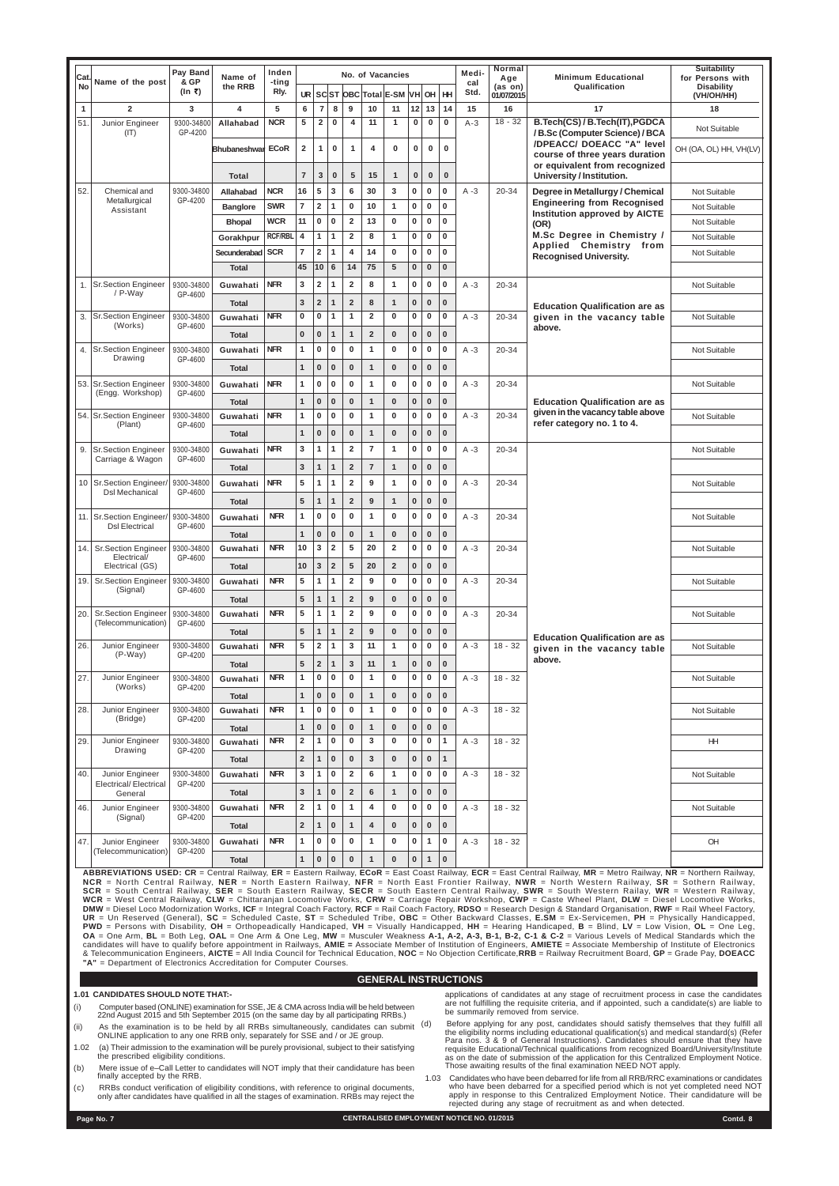| Cat. No | Name of the post | Pay Band & GP (In ₹) | Name of the RRB | Inden -ting Rly. | No. of Vacancies | | | | | | | | | Medi-cal Std. | Normal Age (as on) 01/07/2015 | Minimum Educational Qualification | Suitability for Persons with Disability (VH/OH/HH) |
|---|---|---|---|---|---|---|---|---|---|---|---|---|---|---|---|---|---|
| | | | | | UR | SC | ST | OBC | Total | E-SM | VH | OH | HH | | | | |
| 1 | 2 | 3 | 4 | 5 | 6 | 7 | 8 | 9 | 10 | 11 | 12 | 13 | 14 | 15 | 16 | 17 | 18 |
| 51. | Junior Engineer (IT) | 9300-34800 GP-4200 | Allahabad | NCR | 5 | 2 | 0 | 4 | 11 | 1 | 0 | 0 | 0 | A-3 | 18 - 32 | B.Tech(CS) / B.Tech(IT),PGDCA / B.Sc (Computer Science) / BCA /DPEACC/ DOEACC "A" level course of three years duration or equivalent from recognized University / Institution. | Not Suitable |
| | | | Bhubaneshwar | ECoR | 2 | 1 | 0 | 1 | 4 | 0 | 0 | 0 | 0 | | | | OH (OA, OL) HH, VH(LV) |
| | | | Total | | 7 | 3 | 0 | 5 | 15 | 1 | 0 | 0 | 0 | | | | |
| 52. | Chemical and Metallurgical Assistant | 9300-34800 GP-4200 | Allahabad | NCR | 16 | 5 | 3 | 6 | 30 | 3 | 0 | 0 | 0 | A -3 | 20-34 | Degree in Metallurgy / Chemical Engineering from Recognised Institution approved by AICTE (OR) M.Sc Degree in Chemistry / Applied Chemistry from Recognised University. | Not Suitable |
| | | | Banglore | SWR | 7 | 2 | 1 | 0 | 10 | 1 | 0 | 0 | 0 | | | | Not Suitable |
| | | | Bhopal | WCR | 11 | 0 | 0 | 2 | 13 | 0 | 0 | 0 | 0 | | | | Not Suitable |
| | | | Gorakhpur | RCF/RBL | 4 | 1 | 1 | 2 | 8 | 1 | 0 | 0 | 0 | | | | Not Suitable |
| | | | Secunderabad | SCR | 7 | 2 | 1 | 4 | 14 | 0 | 0 | 0 | 0 | | | | Not Suitable |
| | | | Total | | 45 | 10 | 6 | 14 | 75 | 5 | 0 | 0 | 0 | | | | |
| 1. | Sr.Section Engineer / P-Way | 9300-34800 GP-4600 | Guwahati | NFR | 3 | 2 | 1 | 2 | 8 | 1 | 0 | 0 | 0 | A -3 | 20-34 | Education Qualification are as given in the vacancy table above. | Not Suitable |
| | | | Total | | 3 | 2 | 1 | 2 | 8 | 1 | 0 | 0 | 0 | | | | |
| 3. | Sr.Section Engineer (Works) | 9300-34800 GP-4600 | Guwahati | NFR | 0 | 0 | 1 | 1 | 2 | 0 | 0 | 0 | 0 | A -3 | 20-34 | | Not Suitable |
| | | | Total | | 0 | 0 | 1 | 1 | 2 | 0 | 0 | 0 | 0 | | | | |
| 4. | Sr.Section Engineer Drawing | 9300-34800 GP-4600 | Guwahati | NFR | 1 | 0 | 0 | 0 | 1 | 0 | 0 | 0 | 0 | A -3 | 20-34 | | Not Suitable |
| | | | Total | | 1 | 0 | 0 | 0 | 1 | 0 | 0 | 0 | 0 | | | | |
| 53. | Sr.Section Engineer (Engg. Workshop) | 9300-34800 GP-4600 | Guwahati | NFR | 1 | 0 | 0 | 0 | 1 | 0 | 0 | 0 | 0 | A -3 | 20-34 | Education Qualification are as given in the vacancy table above refer category no. 1 to 4. | Not Suitable |
| | | | Total | | 1 | 0 | 0 | 0 | 1 | 0 | 0 | 0 | 0 | | | | |
| 54. | Sr.Section Engineer (Plant) | 9300-34800 GP-4600 | Guwahati | NFR | 1 | 0 | 0 | 0 | 1 | 0 | 0 | 0 | 0 | A -3 | 20-34 | | Not Suitable |
| | | | Total | | 1 | 0 | 0 | 0 | 1 | 0 | 0 | 0 | 0 | | | | |
| 9. | Sr.Section Engineer Carriage & Wagon | 9300-34800 GP-4600 | Guwahati | NFR | 3 | 1 | 1 | 2 | 7 | 1 | 0 | 0 | 0 | A -3 | 20-34 | Education Qualification are as given in the vacancy table above. | Not Suitable |
| | | | Total | | 3 | 1 | 1 | 2 | 7 | 1 | 0 | 0 | 0 | | | | |
| 10 | Sr.Section Engineer/ Dsl Mechanical | 9300-34800 GP-4600 | Guwahati | NFR | 5 | 1 | 1 | 2 | 9 | 1 | 0 | 0 | 0 | A -3 | 20-34 | | Not Suitable |
| | | | Total | | 5 | 1 | 1 | 2 | 9 | 1 | 0 | 0 | 0 | | | | |
| 11. | Sr.Section Engineer/ Dsl Electrical | 9300-34800 GP-4600 | Guwahati | NFR | 1 | 0 | 0 | 0 | 1 | 0 | 0 | 0 | 0 | A -3 | 20-34 | | Not Suitable |
| | | | Total | | 1 | 0 | 0 | 0 | 1 | 0 | 0 | 0 | 0 | | | | |
| 14. | Sr.Section Engineer Electrical/ Electrical (GS) | 9300-34800 GP-4600 | Guwahati | NFR | 10 | 3 | 2 | 5 | 20 | 2 | 0 | 0 | 0 | A -3 | 20-34 | | Not Suitable |
| | | | Total | | 10 | 3 | 2 | 5 | 20 | 2 | 0 | 0 | 0 | | | | |
| 19. | Sr.Section Engineer (Signal) | 9300-34800 GP-4600 | Guwahati | NFR | 5 | 1 | 1 | 2 | 9 | 0 | 0 | 0 | 0 | A -3 | 20-34 | | Not Suitable |
| | | | Total | | 5 | 1 | 1 | 2 | 9 | 0 | 0 | 0 | 0 | | | | |
| 20. | Sr.Section Engineer (Telecommunication) | 9300-34800 GP-4600 | Guwahati | NFR | 5 | 1 | 1 | 2 | 9 | 0 | 0 | 0 | 0 | A -3 | 20-34 | | Not Suitable |
| | | | Total | | 5 | 1 | 1 | 2 | 9 | 0 | 0 | 0 | 0 | | | | |
| 26. | Junior Engineer (P-Way) | 9300-34800 GP-4200 | Guwahati | NFR | 5 | 2 | 1 | 3 | 11 | 1 | 0 | 0 | 0 | A -3 | 18 - 32 | | Not Suitable |
| | | | Total | | 5 | 2 | 1 | 3 | 11 | 1 | 0 | 0 | 0 | | | | |
| 27. | Junior Engineer (Works) | 9300-34800 GP-4200 | Guwahati | NFR | 1 | 0 | 0 | 0 | 1 | 0 | 0 | 0 | 0 | A -3 | 18 - 32 | | Not Suitable |
| | | | Total | | 1 | 0 | 0 | 0 | 1 | 0 | 0 | 0 | 0 | | | | |
| 28. | Junior Engineer (Bridge) | 9300-34800 GP-4200 | Guwahati | NFR | 1 | 0 | 0 | 0 | 1 | 0 | 0 | 0 | 0 | A -3 | 18 - 32 | | Not Suitable |
| | | | Total | | 1 | 0 | 0 | 0 | 1 | 0 | 0 | 0 | 0 | | | | |
| 29. | Junior Engineer Drawing | 9300-34800 GP-4200 | Guwahati | NFR | 2 | 1 | 0 | 0 | 3 | 0 | 0 | 0 | 1 | A -3 | 18 - 32 | | HH |
| | | | Total | | 2 | 1 | 0 | 0 | 3 | 0 | 0 | 0 | 1 | | | | |
| 40. | Junior Engineer Electrical/ Electrical General | 9300-34800 GP-4200 | Guwahati | NFR | 3 | 1 | 0 | 2 | 6 | 1 | 0 | 0 | 0 | A -3 | 18 - 32 | | Not Suitable |
| | | | Total | | 3 | 1 | 0 | 2 | 6 | 1 | 0 | 0 | 0 | | | | |
| 46. | Junior Engineer (Signal) | 9300-34800 GP-4200 | Guwahati | NFR | 2 | 1 | 0 | 1 | 4 | 0 | 0 | 0 | 0 | A -3 | 18 - 32 | | Not Suitable |
| | | | Total | | 2 | 1 | 0 | 1 | 4 | 0 | 0 | 0 | 0 | | | | |
| 47. | Junior Engineer (Telecommunication) | 9300-34800 GP-4200 | Guwahati | NFR | 1 | 0 | 0 | 0 | 1 | 0 | 0 | 1 | 0 | A -3 | 18 - 32 | | OH |
| | | | Total | | 1 | 0 | 0 | 0 | 1 | 0 | 0 | 1 | 0 | | | | |

**ABBREVIATIONS USED: CR** = Central Railway, **ER** = Eastern Railway, **ECoR** = East Coast Railway, **ECR** = East Central Railway, **MR** = Metro Railway, **NR** = Northern Railway, **NCR** = North Central Railway, **NER** = North Eastern Railway, **NFR** = North East Frontier Railway, **NWR** = North Western Railway, **SR** = Sothern Railway, **SCR** = South Central Railway, **SER** = South Eastern Railway, **SECR** = South Eastern Central Railway, **SWR** = South Western Railway, **WR** = Western Railway, **WCR** = West Central Railway, **CLW** = Chittaranjan Locomotive Works, **CRW** = Carriage Repair Workshop, **CWP** = Caste Wheel Plant, **DLW** = Diesel Locomotive Works, **DMW** = Diesel Loco Modornization Works, **ICF** = Integral Coach Factory, **RCF** = Rail Coach Factory, **RDSO** = Research Design & Standard Organisation, **RWF** = Rail Wheel Factory, **UR** = Un Reserved (General), **SC** = Scheduled Caste, **ST** = Scheduled Tribe, **OBC** = Other Backward Classes, **E.SM** = Ex-Servicemen, **PH** = Physically Handicapped, **PWD** = Persons with Disability, **OH** = Orthopeadically Handicaped, **VH** = Visually Handicapped, **HH** = Hearing Handicaped, **B** = Blind, **LV** = Low Vision, **OL** = One Leg, **OA** = One Arm, **BL** = Both Leg, **OAL** = One Arm & One Leg, **MW** = Musculer Weakness **A-1, A-2, A-3, B-1, B-2, C-1 & C-2** = Various Levels of Medical Standards which the candidates will have to qualify before appointment in Railways, **AMIE =** Associate Member of Institution of Engineers, **AMIETE** = Associate Membership of Institute of Electronics & Telecommunication Engineers, **AICTE** = All India Council for Technical Education, **NOC** = No Objection Certificate,**RRB** = Railway Recruitment Board, **GP** = Grade Pay, **DOEACC "A"** = Department of Electronics Accreditation for Computer Courses.

## GENERAL INSTRUCTIONS

**1.01 CANDIDATES SHOULD NOTE THAT:-**

(i) Computer based (ONLINE) examination for SSE, JE & CMA across India will be held between 22nd August 2015 and 5th September 2015 (on the same day by all participating RRBs.)

(ii) As the examination is to be held by all RRBs simultaneously, candidates can submit ONLINE application to any one RRB only, separately for SSE and / or JE group.

1.02 (a) Their admission to the examination will be purely provisional, subject to their satisfying the prescribed eligibility conditions.

(b) Mere issue of e–Call Letter to candidates will NOT imply that their candidature has been finally accepted by the RRB.

(c) RRBs conduct verification of eligibility conditions, with reference to original documents, only after candidates have qualified in all the stages of examination. RRBs may reject the applications of candidates at any stage of recruitment process in case the candidates are not fulfilling the requisite criteria, and if appointed, such a candidate(s) are liable to be summarily removed from service.

(d) Before applying for any post, candidates should satisfy themselves that they fulfill all the eligibility norms including educational qualification(s) and medical standard(s) (Refer Para nos. 3 & 9 of General Instructions). Candidates should ensure that they have requisite Educational/Technical qualifications from recognized Board/University/Institute as on the date of submission of the application for this Centralized Employment Notice. Those awaiting results of the final examination NEED NOT apply.

1.03 Candidates who have been debarred for life from all RRB/RRC examinations or candidates who have been debarred for a specified period which is not yet completed need NOT apply in response to this Centralized Employment Notice. Their candidature will be rejected during any stage of recruitment as and when detected.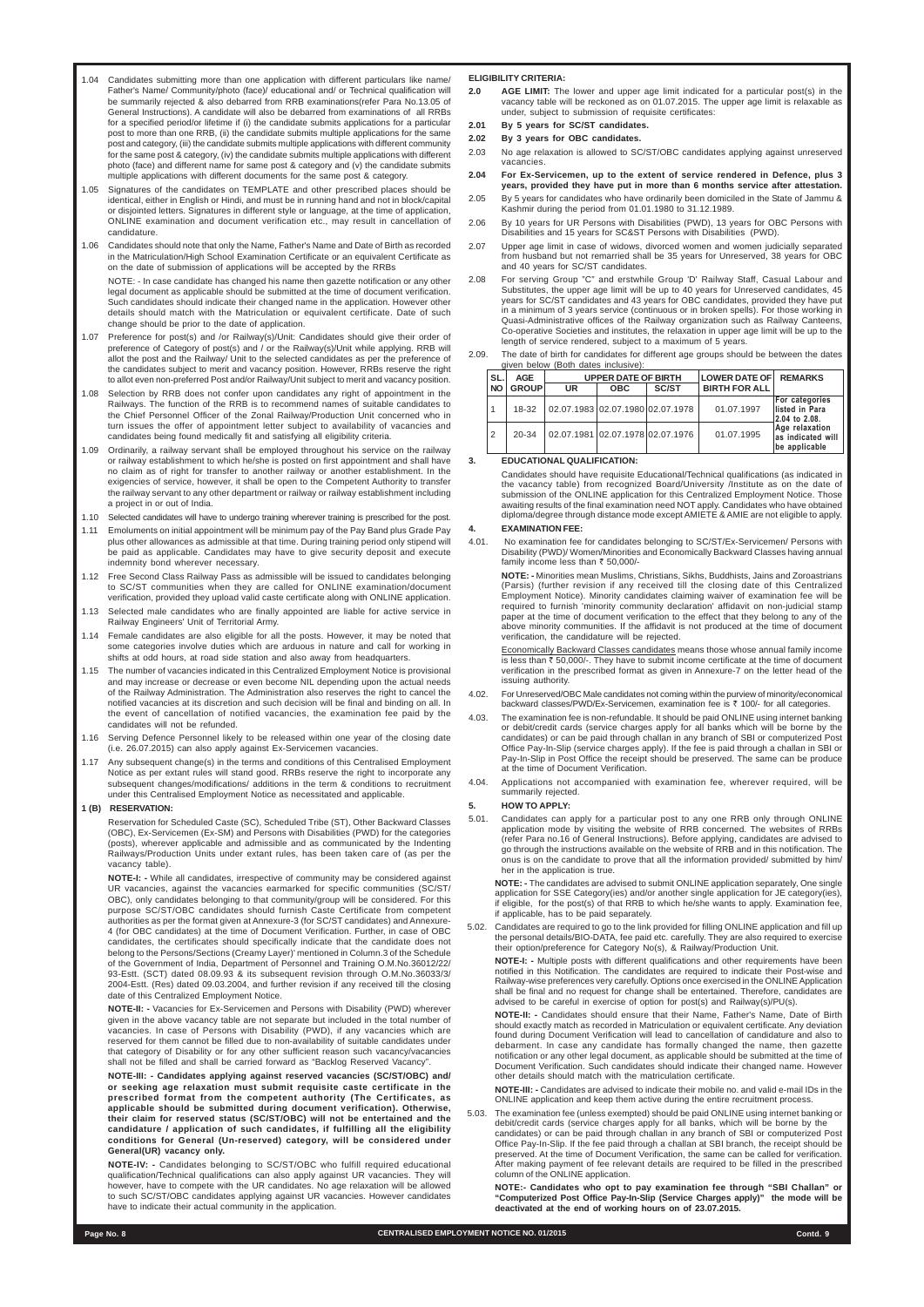1.04 Candidates submitting more than one application with different particulars like name/ Father's Name/ Community/photo (face)/ educational and/ or Technical qualification will be summarily rejected & also debarred from RRB examinations(refer Para No.13.05 of General Instructions). A candidate will also be debarred from examinations of all RRBs for a specified period/or lifetime if (i) the candidate submits applications for a particular post to more than one RRB, (ii) the candidate submits multiple applications for the same post and category, (iii) the candidate submits multiple applications with different community for the same post & category, (iv) the candidate submits multiple applications with different photo (face) and different name for same post & category and (v) the candidate submits multiple applications with different documents for the same post & category.

1.05 Signatures of the candidates on TEMPLATE and other prescribed places should be identical, either in English or Hindi, and must be in running hand and not in block/capital or disjointed letters. Signatures in different style or language, at the time of application, ONLINE examination and document verification etc., may result in cancellation of candidature.

1.06 Candidates should note that only the Name, Father's Name and Date of Birth as recorded in the Matriculation/High School Examination Certificate or an equivalent Certificate as on the date of submission of applications will be accepted by the RRBs

NOTE: - In case candidate has changed his name then gazette notification or any other legal document as applicable should be submitted at the time of document verification. Such candidates should indicate their changed name in the application. However other details should match with the Matriculation or equivalent certificate. Date of such change should be prior to the date of application.

1.07 Preference for post(s) and /or Railway(s)/Unit: Candidates should give their order of preference of Category of post(s) and / or the Railway(s)/Unit while applying. RRB will allot the post and the Railway/ Unit to the selected candidates as per the preference of the candidates subject to merit and vacancy position. However, RRBs reserve the right to allot even non-preferred Post and/or Railway/Unit subject to merit and vacancy position.

1.08 Selection by RRB does not confer upon candidates any right of appointment in the Railways. The function of the RRB is to recommend names of suitable candidates to the Chief Personnel Officer of the Zonal Railway/Production Unit concerned who in turn issues the offer of appointment letter subject to availability of vacancies and candidates being found medically fit and satisfying all eligibility criteria.

1.09 Ordinarily, a railway servant shall be employed throughout his service on the railway or railway establishment to which he/she is posted on first appointment and shall have no claim as of right for transfer to another railway or another establishment. In the exigencies of service, however, it shall be open to the Competent Authority to transfer the railway servant to any other department or railway or railway establishment including a project in or out of India.

1.10 Selected candidates will have to undergo training wherever training is prescribed for the post.

1.11 Emoluments on initial appointment will be minimum pay of the Pay Band plus Grade Pay plus other allowances as admissible at that time. During training period only stipend will be paid as applicable. Candidates may have to give security deposit and execute indemnity bond wherever necessary.

1.12 Free Second Class Railway Pass as admissible will be issued to candidates belonging to SC/ST communities when they are called for ONLINE examination/document verification, provided they upload valid caste certificate along with ONLINE application.

1.13 Selected male candidates who are finally appointed are liable for active service in Railway Engineers' Unit of Territorial Army.

1.14 Female candidates are also eligible for all the posts. However, it may be noted that some categories involve duties which are arduous in nature and call for working in shifts at odd hours, at road side station and also away from headquarters.

1.15 The number of vacancies indicated in this Centralized Employment Notice is provisional and may increase or decrease or even become NIL depending upon the actual needs of the Railway Administration. The Administration also reserves the right to cancel the notified vacancies at its discretion and such decision will be final and binding on all. In the event of cancellation of notified vacancies, the examination fee paid by the candidates will not be refunded.

1.16 Serving Defence Personnel likely to be released within one year of the closing date (i.e. 26.07.2015) can also apply against Ex-Servicemen vacancies.

1.17 Any subsequent change(s) in the terms and conditions of this Centralised Employment Notice as per extant rules will stand good. RRBs reserve the right to incorporate any subsequent changes/modifications/ additions in the term & conditions to recruitment under this Centralised Employment Notice as necessitated and applicable.

**1 (B) RESERVATION:**

Reservation for Scheduled Caste (SC), Scheduled Tribe (ST), Other Backward Classes (OBC), Ex-Servicemen (Ex-SM) and Persons with Disabilities (PWD) for the categories (posts), wherever applicable and admissible and as communicated by the Indenting Railways/Production Units under extant rules, has been taken care of (as per the vacancy table).

**NOTE-I: -** While all candidates, irrespective of community may be considered against UR vacancies, against the vacancies earmarked for specific communities (SC/ST/ OBC), only candidates belonging to that community/group will be considered. For this purpose SC/ST/OBC candidates should furnish Caste Certificate from competent authorities as per the format given at Annexure-3 (for SC/ST candidates) and Annexure-4 (for OBC candidates) at the time of Document Verification. Further, in case of OBC candidates, the certificates should specifically indicate that the candidate does not belong to the Persons/Sections (Creamy Layer)' mentioned in Column.3 of the Schedule of the Government of India, Department of Personnel and Training O.M.No.36012/22/ 93-Estt. (SCT) dated 08.09.93 & its subsequent revision through O.M.No.36033/3/ 2004-Estt. (Res) dated 09.03.2004, and further revision if any received till the closing date of this Centralized Employment Notice.

**NOTE-II: -** Vacancies for Ex-Servicemen and Persons with Disability (PWD) wherever given in the above vacancy table are not separate but included in the total number of vacancies. In case of Persons with Disability (PWD), if any vacancies which are reserved for them cannot be filled due to non-availability of suitable candidates under that category of Disability or for any other sufficient reason such vacancy/vacancies shall not be filled and shall be carried forward as "Backlog Reserved Vacancy".

**NOTE-III: - Candidates applying against reserved vacancies (SC/ST/OBC) and/ or seeking age relaxation must submit requisite caste certificate in the prescribed format from the competent authority (The Certificates, as applicable should be submitted during document verification). Otherwise, their claim for reserved status (SC/ST/OBC) will not be entertained and the candidature / application of such candidates, if fulfilling all the eligibility conditions for General (Un-reserved) category, will be considered under General(UR) vacancy only.**

**NOTE-IV: -** Candidates belonging to SC/ST/OBC who fulfill required educational qualification/Technical qualifications can also apply against UR vacancies. They will however, have to compete with the UR candidates. No age relaxation will be allowed to such SC/ST/OBC candidates applying against UR vacancies. However candidates have to indicate their actual community in the application.

**ELIGIBILITY CRITERIA:**

**2.0 AGE LIMIT:** The lower and upper age limit indicated for a particular post(s) in the vacancy table will be reckoned as on 01.07.2015. The upper age limit is relaxable as under, subject to submission of requisite certificates:

**2.01 By 5 years for SC/ST candidates.**

**2.02 By 3 years for OBC candidates.**

2.03 No age relaxation is allowed to SC/ST/OBC candidates applying against unreserved vacancies.

**2.04 For Ex-Servicemen, up to the extent of service rendered in Defence, plus 3 years, provided they have put in more than 6 months service after attestation.**

2.05 By 5 years for candidates who have ordinarily been domiciled in the State of Jammu & Kashmir during the period from 01.01.1980 to 31.12.1989.

2.06 By 10 years for UR Persons with Disabilities (PWD), 13 years for OBC Persons with Disabilities and 15 years for SC&ST Persons with Disabilities (PWD).

2.07 Upper age limit in case of widows, divorced women and women judicially separated from husband but not remarried shall be 35 years for Unreserved, 38 years for OBC and 40 years for SC/ST candidates.

2.08 For serving Group "C" and erstwhile Group 'D' Railway Staff, Casual Labour and Substitutes, the upper age limit will be up to 40 years for Unreserved candidates, 45 years for SC/ST candidates and 43 years for OBC candidates, provided they have put in a minimum of 3 years service (continuous or in broken spells). For those working in Quasi-Administrative offices of the Railway organization such as Railway Canteens, Co-operative Societies and institutes, the relaxation in upper age limit will be up to the length of service rendered, subject to a maximum of 5 years.

2.09. The date of birth for candidates for different age groups should be between the dates given below (Both dates inclusive):

| SL. NO | AGE GROUP | UPPER DATE OF BIRTH | | | LOWER DATE OF BIRTH FOR ALL | REMARKS |
|---|---|---|---|---|---|---|
| | | UR | OBC | SC/ST | | |
| 1 | 18-32 | 02.07.1983 | 02.07.1980 | 02.07.1978 | 01.07.1997 | For categories listed in Para 2.04 to 2.08. Age relaxation as indicated will be applicable |
| 2 | 20-34 | 02.07.1981 | 02.07.1978 | 02.07.1976 | 01.07.1995 | |

**3. EDUCATIONAL QUALIFICATION:**

Candidates should have requisite Educational/Technical qualifications (as indicated in the vacancy table) from recognized Board/University /Institute as on the date of submission of the ONLINE application for this Centralized Employment Notice. Those awaiting results of the final examination need NOT apply. Candidates who have obtained diploma/degree through distance mode except AMIETE & AMIE are not eligible to apply.

**4. EXAMINATION FEE:**

4.01. No examination fee for candidates belonging to SC/ST/Ex-Servicemen/ Persons with Disability (PWD)/ Women/Minorities and Economically Backward Classes having annual family income less than ₹ 50,000/-

**NOTE: -** Minorities mean Muslims, Christians, Sikhs, Buddhists, Jains and Zoroastrians (Parsis) (further revision if any received till the closing date of this Centralized Employment Notice). Minority candidates claiming waiver of examination fee will be required to furnish 'minority community declaration' affidavit on non-judicial stamp paper at the time of document verification to the effect that they belong to any of the above minority communities. If the affidavit is not produced at the time of document verification, the candidature will be rejected.

Economically Backward Classes candidates means those whose annual family income is less than ₹ 50,000/-. They have to submit income certificate at the time of document verification in the prescribed format as given in Annexure-7 on the letter head of the issuing authority.

4.02. For Unreserved/OBC Male candidates not coming within the purview of minority/economical backward classes/PWD/Ex-Servicemen, examination fee is ₹ 100/- for all categories.

4.03. The examination fee is non-refundable. It should be paid ONLINE using internet banking or debit/credit cards (service charges apply for all banks which will be borne by the candidates) or can be paid through challan in any branch of SBI or computerized Post Office Pay-In-Slip (service charges apply). If the fee is paid through a challan in SBI or Pay-In-Slip in Post Office the receipt should be preserved. The same can be produce at the time of Document Verification.

4.04. Applications not accompanied with examination fee, wherever required, will be summarily rejected.

**5. HOW TO APPLY:**

5.01. Candidates can apply for a particular post to any one RRB only through ONLINE application mode by visiting the website of RRB concerned. The websites of RRBs (refer Para no.16 of General Instructions). Before applying, candidates are advised to go through the instructions available on the website of RRB and in this notification. The onus is on the candidate to prove that all the information provided/ submitted by him/ her in the application is true.

**NOTE: -** The candidates are advised to submit ONLINE application separately, One single application for SSE Category(ies) and/or another single application for JE category(ies), if eligible, for the post(s) of that RRB to which he/she wants to apply. Examination fee, if applicable, has to be paid separately.

5.02. Candidates are required to go to the link provided for filling ONLINE application and fill up the personal details/BIO-DATA, fee paid etc. carefully. They are also required to exercise their option/preference for Category No(s), & Railway/Production Unit.

**NOTE-I: -** Multiple posts with different qualifications and other requirements have been notified in this Notification. The candidates are required to indicate their Post-wise and Railway-wise preferences very carefully. Options once exercised in the ONLINE Application shall be final and no request for change shall be entertained. Therefore, candidates are advised to be careful in exercise of option for post(s) and Railway(s)/PU(s).

**NOTE-II: -** Candidates should ensure that their Name, Father's Name, Date of Birth should exactly match as recorded in Matriculation or equivalent certificate. Any deviation found during Document Verification will lead to cancellation of candidature and also to debarment. In case any candidate has formally changed the name, then gazette notification or any other legal document, as applicable should be submitted at the time of Document Verification. Such candidates should indicate their changed name. However other details should match with the matriculation certificate.

**NOTE-III: -** Candidates are advised to indicate their mobile no. and valid e-mail IDs in the ONLINE application and keep them active during the entire recruitment process.

5.03. The examination fee (unless exempted) should be paid ONLINE using internet banking or debit/credit cards (service charges apply for all banks, which will be borne by the candidates) or can be paid through challan in any branch of SBI or computerized Post Office Pay-In-Slip. If the fee paid through a challan at SBI branch, the receipt should be preserved. At the time of Document Verification, the same can be called for verification. After making payment of fee relevant details are required to be filled in the prescribed column of the ONLINE application.

**NOTE:- Candidates who opt to pay examination fee through "SBI Challan" or "Computerized Post Office Pay-In-Slip (Service Charges apply)" the mode will be deactivated at the end of working hours on of 23.07.2015.**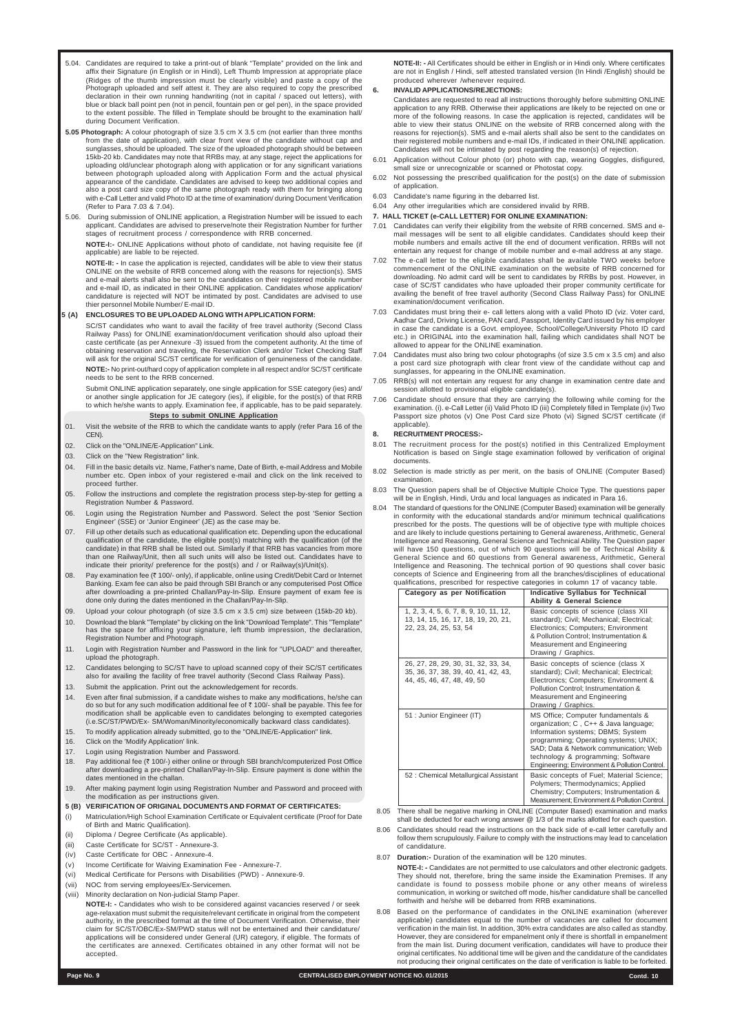5.04. Candidates are required to take a print-out of blank "Template" provided on the link and affix their Signature (in English or in Hindi), Left Thumb Impression at appropriate place (Ridges of the thumb impression must be clearly visible) and paste a copy of the Photograph uploaded and self attest it. They are also required to copy the prescribed declaration in their own running handwriting (not in capital / spaced out letters), with blue or black ball point pen (not in pencil, fountain pen or gel pen), in the space provided to the extent possible. The filled in Template should be brought to the examination hall/ during Document Verification.

**5.05 Photograph:** A colour photograph of size 3.5 cm X 3.5 cm (not earlier than three months from the date of application), with clear front view of the candidate without cap and sunglasses, should be uploaded. The size of the uploaded photograph should be between 15kb-20 kb. Candidates may note that RRBs may, at any stage, reject the applications for uploading old/unclear photograph along with application or for any significant variations between photograph uploaded along with Application Form and the actual physical appearance of the candidate. Candidates are advised to keep two additional copies and also a post card size copy of the same photograph ready with them for bringing along with e-Call Letter and valid Photo ID at the time of examination/ during Document Verification (Refer to Para 7.03 & 7.04).

5.06. During submission of ONLINE application, a Registration Number will be issued to each applicant. Candidates are advised to preserve/note their Registration Number for further stages of recruitment process / correspondence with RRB concerned.

**NOTE-I:-** ONLINE Applications without photo of candidate, not having requisite fee (if applicable) are liable to be rejected.

**NOTE-II: -** In case the application is rejected, candidates will be able to view their status ONLINE on the website of RRB concerned along with the reasons for rejection(s). SMS and e-mail alerts shall also be sent to the candidates on their registered mobile number and e-mail ID, as indicated in their ONLINE application. Candidates whose application/ candidature is rejected will NOT be intimated by post. Candidates are advised to use thier personnel Mobile Number/ E-mail ID.

### 5 (A) ENCLOSURES TO BE UPLOADED ALONG WITH APPLICATION FORM:

SC/ST candidates who want to avail the facility of free travel authority (Second Class Railway Pass) for ONLINE examination/document verification should also upload their caste certificate (as per Annexure -3) issued from the competent authority. At the time of obtaining reservation and traveling, the Reservation Clerk and/or Ticket Checking Staff will ask for the original SC/ST certificate for verification of genuineness of the candidate.

**NOTE:-** No print-out/hard copy of application complete in all respect and/or SC/ST certificate needs to be sent to the RRB concerned.

Submit ONLINE application separately, one single application for SSE category (ies) and/ or another single application for JE category (ies), if eligible, for the post(s) of that RRB to which he/she wants to apply. Examination fee, if applicable, has to be paid separately.

**Steps to submit ONLINE Application**

01. Visit the website of the RRB to which the candidate wants to apply (refer Para 16 of the CEN).
02. Click on the "ONLINE/E-Application" Link.
03. Click on the "New Registration" link.
04. Fill in the basic details viz. Name, Father's name, Date of Birth, e-mail Address and Mobile number etc. Open inbox of your registered e-mail and click on the link received to proceed further.
05. Follow the instructions and complete the registration process step-by-step for getting a Registration Number & Password.
06. Login using the Registration Number and Password. Select the post 'Senior Section Engineer' (SSE) or 'Junior Engineer' (JE) as the case may be.
07. Fill up other details such as educational qualification etc. Depending upon the educational qualification of the candidate, the eligible post(s) matching with the qualification (of the candidate) in that RRB shall be listed out. Similarly if that RRB has vacancies from more than one Railway/Unit, then all such units will also be listed out. Candidates have to indicate their priority/ preference for the post(s) and / or Railway(s)/Unit(s).
08. Pay examination fee (₹ 100/- only), if applicable, online using Credit/Debit Card or Internet Banking. Exam fee can also be paid through SBI Branch or any computerised Post Office after downloading a pre-printed Challan/Pay-In-Slip. Ensure payment of exam fee is done only during the dates mentioned in the Challan/Pay-In-Slip.
09. Upload your colour photograph (of size 3.5 cm x 3.5 cm) size between (15kb-20 kb).
10. Download the blank "Template" by clicking on the link "Download Template". This "Template" has the space for affixing your signature, left thumb impression, the declaration, Registration Number and Photograph.
11. Login with Registration Number and Password in the link for "UPLOAD" and thereafter, upload the photograph.
12. Candidates belonging to SC/ST have to upload scanned copy of their SC/ST certificates also for availing the facility of free travel authority (Second Class Railway Pass).
13. Submit the application. Print out the acknowledgement for records.
14. Even after final submission, if a candidate wishes to make any modifications, he/she can do so but for any such modification additional fee of ₹ 100/- shall be payable. This fee for modification shall be applicable even to candidates belonging to exempted categories (i.e.SC/ST/PWD/Ex- SM/Woman/Minority/economically backward class candidates).
15. To modify application already submitted, go to the "ONLINE/E-Application" link.
16. Click on the 'Modify Application' link.
17. Login using Registration Number and Password.
18. Pay additional fee (₹ 100/-) either online or through SBI branch/computerized Post Office after downloading a pre-printed Challan/Pay-In-Slip. Ensure payment is done within the dates mentioned in the challan.
19. After making payment login using Registration Number and Password and proceed with the modification as per instructions given.

### 5 (B) VERIFICATION OF ORIGINAL DOCUMENTS AND FORMAT OF CERTIFICATES:

(i) Matriculation/High School Examination Certificate or Equivalent certificate (Proof for Date of Birth and Matric Qualification).
(ii) Diploma / Degree Certificate (As applicable).
(iii) Caste Certificate for SC/ST - Annexure-3.
(iv) Caste Certificate for OBC - Annexure-4.
(v) Income Certificate for Waiving Examination Fee - Annexure-7.
(vi) Medical Certificate for Persons with Disabilities (PWD) - Annexure-9.
(vii) NOC from serving employees/Ex-Servicemen.
(viii) Minority declaration on Non-judicial Stamp Paper.

**NOTE-I: -** Candidates who wish to be considered against vacancies reserved / or seek age-relaxation must submit the requisite/relevant certificate in original from the competent authority, in the prescribed format at the time of Document Verification. Otherwise, their claim for SC/ST/OBC/Ex-SM/PWD status will not be entertained and their candidature/ applications will be considered under General (UR) category, if eligible. The formats of the certificates are annexed. Certificates obtained in any other format will not be accepted.

**NOTE-II: -** All Certificates should be either in English or in Hindi only. Where certificates are not in English / Hindi, self attested translated version (In Hindi /English) should be produced wherever /whenever required.

### 6. INVALID APPLICATIONS/REJECTIONS:

Candidates are requested to read all instructions thoroughly before submitting ONLINE application to any RRB. Otherwise their applications are likely to be rejected on one or more of the following reasons. In case the application is rejected, candidates will be able to view their status ONLINE on the website of RRB concerned along with the reasons for rejection(s). SMS and e-mail alerts shall also be sent to the candidates on their registered mobile numbers and e-mail IDs, if indicated in their ONLINE application. Candidates will not be intimated by post regarding the reason(s) of rejection.

6.01 Application without Colour photo (or) photo with cap, wearing Goggles, disfigured, small size or unrecognizable or scanned or Photostat copy.
6.02 Not possessing the prescribed qualification for the post(s) on the date of submission of application.
6.03 Candidate's name figuring in the debarred list.
6.04 Any other irregularities which are considered invalid by RRB.

### 7. HALL TICKET (e-CALL LETTER) FOR ONLINE EXAMINATION:

7.01 Candidates can verify their eligibility from the website of RRB concerned. SMS and e-mail messages will be sent to all eligible candidates. Candidates should keep their mobile numbers and emails active till the end of document verification. RRBs will not entertain any request for change of mobile number and e-mail address at any stage.

7.02 The e-call letter to the eligible candidates shall be available TWO weeks before commencement of the ONLINE examination on the website of RRB concerned for downloading. No admit card will be sent to candidates by RRBs by post. However, in case of SC/ST candidates who have uploaded their proper community certificate for availing the benefit of free travel authority (Second Class Railway Pass) for ONLINE examination/document verification.

7.03 Candidates must bring their e- call letters along with a valid Photo ID (viz. Voter card, Aadhar Card, Driving License, PAN card, Passport, Identity Card issued by his employer in case the candidate is a Govt. employee, School/College/University Photo ID card etc.) in ORIGINAL into the examination hall, failing which candidates shall NOT be allowed to appear for the ONLINE examination.

7.04 Candidates must also bring two colour photographs (of size 3.5 cm x 3.5 cm) and also a post card size photograph with clear front view of the candidate without cap and sunglasses, for appearing in the ONLINE examination.

7.05 RRB(s) will not entertain any request for any change in examination centre date and session allotted to provisional eligible candidate(s).

7.06 Candidate should ensure that they are carrying the following while coming for the examination. (i). e-Call Letter (ii) Valid Photo ID (iii) Completely filled in Template (iv) Two Passport size photos (v) One Post Card size Photo (vi) Signed SC/ST certificate (if applicable).

### 8. RECRUITMENT PROCESS:-

8.01 The recruitment process for the post(s) notified in this Centralized Employment Notification is based on Single stage examination followed by verification of original documents.

8.02 Selection is made strictly as per merit, on the basis of ONLINE (Computer Based) examination.

8.03 The Question papers shall be of Objective Multiple Choice Type. The questions paper will be in English, Hindi, Urdu and local languages as indicated in Para 16.

8.04 The standard of questions for the ONLINE (Computer Based) examination will be generally in conformity with the educational standards and/or minimum technical qualifications prescribed for the posts. The questions will be of objective type with multiple choices and are likely to include questions pertaining to General awareness, Arithmetic, General Intelligence and Reasoning, General Science and Technical Ability. The Question paper will have 150 questions, out of which 90 questions will be of Technical Ability & General Science and 60 questions from General awareness, Arithmetic, General Intelligence and Reasoning. The technical portion of 90 questions shall cover basic concepts of Science and Engineering from all the branches/disciplines of educational qualifications, prescribed for respective categories in column 17 of vacancy table.

| Category as per Notification | Indicative Syllabus for Technical Ability & General Science |
|---|---|
| 1, 2, 3, 4, 5, 6, 7, 8, 9, 10, 11, 12, 13, 14, 15, 16, 17, 18, 19, 20, 21, 22, 23, 24, 25, 53, 54 | Basic concepts of science (class XII standard); Civil; Mechanical; Electrical; Electronics; Computers; Environment & Pollution Control; Instrumentation & Measurement and Engineering Drawing / Graphics. |
| 26, 27, 28, 29, 30, 31, 32, 33, 34, 35, 36, 37, 38, 39, 40, 41, 42, 43, 44, 45, 46, 47, 48, 49, 50 | Basic concepts of science (class X standard); Civil; Mechanical; Electrical; Electronics; Computers; Environment & Pollution Control; Instrumentation & Measurement and Engineering Drawing / Graphics. |
| 51 : Junior Engineer (IT) | MS Office; Computer fundamentals & organization; C , C++ & Java language; Information systems; DBMS; System programming; Operating systems; UNIX; SAD; Data & Network communication; Web technology & programming; Software Engineering; Environment & Pollution Control. |
| 52 : Chemical Metallurgical Assistant | Basic concepts of Fuel; Material Science; Polymers; Thermodynamics; Applied Chemistry; Computers; Instrumentation & Measurement; Environment & Pollution Control. |

8.05 There shall be negative marking in ONLINE (Computer Based) examination and marks shall be deducted for each wrong answer @ 1/3 of the marks allotted for each question.

8.06 Candidates should read the instructions on the back side of e-call letter carefully and follow them scrupulously. Failure to comply with the instructions may lead to cancelation of candidature.

8.07 **Duration:-** Duration of the examination will be 120 minutes.

**NOTE-I: -** Candidates are not permitted to use calculators and other electronic gadgets. They should not, therefore, bring the same inside the Examination Premises. If any candidate is found to possess mobile phone or any other means of wireless communication, in working or switched off mode, his/her candidature shall be cancelled forthwith and he/she will be debarred from RRB examinations.

8.08 Based on the performance of candidates in the ONLINE examination (wherever applicable) candidates equal to the number of vacancies are called for document verification in the main list. In addition, 30% extra candidates are also called as standby. However, they are considered for empanelment only if there is shortfall in empanelment from the main list. During document verification, candidates will have to produce their original certificates. No additional time will be given and the candidature of the candidates not producing their original certificates on the date of verification is liable to be forfeited.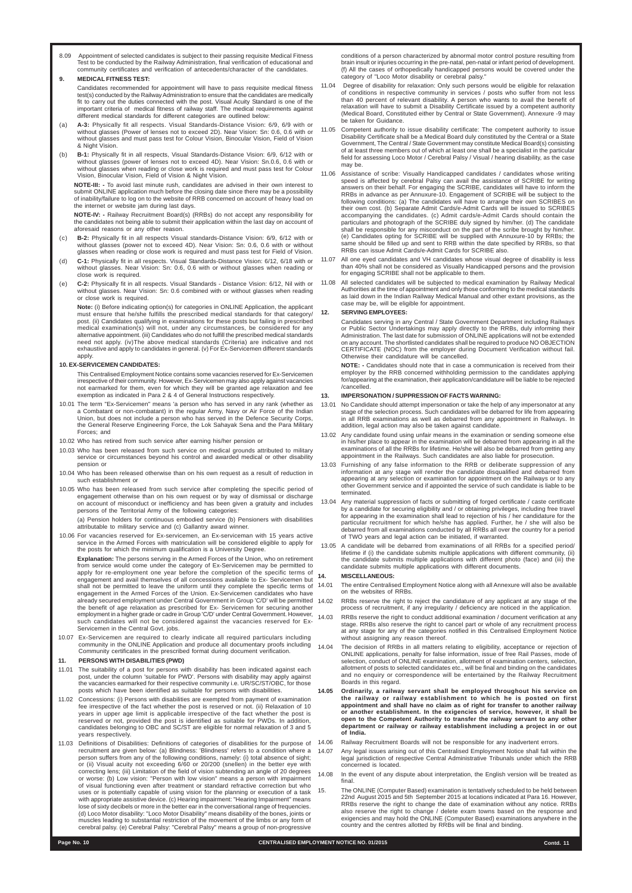8.09 Appointment of selected candidates is subject to their passing requisite Medical Fitness Test to be conducted by the Railway Administration, final verification of educational and community certificates and verification of antecedents/character of the candidates.

## 9. MEDICAL FITNESS TEST:

Candidates recommended for appointment will have to pass requisite medical fitness test(s) conducted by the Railway Administration to ensure that the candidates are medically fit to carry out the duties connected with the post. Visual Acuity Standard is one of the important criteria of medical fitness of railway staff. The medical requirements against different medical standards for different categories are outlined below:

(a) **A-3:** Physically fit all respects. Visual Standards-Distance Vision: 6/9, 6/9 with or without glasses (Power of lenses not to exceed 2D). Near Vision: Sn: 0.6, 0.6 with or without glasses and must pass test for Colour Vision, Binocular Vision, Field of Vision & Night Vision.

(b) **B-1:** Physically fit in all respects, Visual Standards-Distance Vision: 6/9, 6/12 with or without glasses (power of lenses not to exceed 4D). Near Vision: Sn.0.6, 0.6 with or without glasses when reading or close work is required and must pass test for Colour Vision, Binocular Vision, Field of Vision & Night Vision.

**NOTE-III: -** To avoid last minute rush, candidates are advised in their own interest to submit ONLINE application much before the closing date since there may be a possibility of inability/failure to log on to the website of RRB concerned on account of heavy load on the internet or website jam during last days.

**NOTE-IV: -** Railway Recruitment Board(s) (RRBs) do not accept any responsibility for the candidates not being able to submit their application within the last day on account of aforesaid reasons or any other reason.

(c) **B-2:** Physically fit in all respects Visual standards-Distance Vision: 6/9, 6/12 with or without glasses (power not to exceed 4D). Near Vision: Sn: 0.6, 0.6 with or without glasses when reading or close work is required and must pass test for Field of Vision.

(d) **C-1:** Physically fit in all respects. Visual Standards-Distance Vision: 6/12, 6/18 with or without glasses. Near Vision: Sn: 0.6, 0.6 with or without glasses when reading or close work is required.

(e) **C-2:** Physically fit in all respects. Visual Standards - Distance Vision: 6/12, Nil with or without glasses. Near Vision: Sn: 0.6 combined with or without glasses when reading or close work is required.

**Note:** (i) Before indicating option(s) for categories in ONLINE Application, the applicant must ensure that he/she fulfills the prescribed medical standards for that category/ post. (ii) Candidates qualifying in examinations for these posts but failing in prescribed medical examination(s) will not, under any circumstances, be considered for any alternative appointment. (iii) Candidates who do not fulfill the prescribed medical standards need not apply. (iv)The above medical standards (Criteria) are indicative and not exhaustive and apply to candidates in general. (v) For Ex-Servicemen different standards apply.

## 10. EX-SERVICEMEN CANDIDATES:

This Centralised Employment Notice contains some vacancies reserved for Ex-Servicemen irrespective of their community. However, Ex-Servicemen may also apply against vacancies not earmarked for them, even for which they will be granted age relaxation and fee exemption as indicated in Para 2 & 4 of General Instructions respectively.

10.01 The term "Ex-Servicemen" means 'a person who has served in any rank (whether as a Combatant or non-combatant) in the regular Army, Navy or Air Force of the Indian Union, but does not include a person who has served in the Defence Security Corps, the General Reserve Engineering Force, the Lok Sahayak Sena and the Para Military Forces; and

10.02 Who has retired from such service after earning his/her pension or

10.03 Who has been released from such service on medical grounds attributed to military service or circumstances beyond his control and awarded medical or other disability pension or

10.04 Who has been released otherwise than on his own request as a result of reduction in such establishment or

10.05 Who has been released from such service after completing the specific period of engagement otherwise than on his own request or by way of dismissal or discharge on account of misconduct or inefficiency and has been given a gratuity and includes persons of the Territorial Army of the following categories:

(a) Pension holders for continuous embodied service (b) Pensioners with disabilities attributable to military service and (c) Gallantry award winner.

10.06 For vacancies reserved for Ex-servicemen, an Ex-serviceman with 15 years active service in the Armed Forces with matriculation will be considered eligible to apply for the posts for which the minimum qualification is a University Degree.

**Explanation:** The persons serving in the Armed Forces of the Union, who on retirement from service would come under the category of Ex-Servicemen may be permitted to apply for re-employment one year before the completion of the specific terms of engagement and avail themselves of all concessions available to Ex- Servicemen but shall not be permitted to leave the uniform until they complete the specific terms of engagement in the Armed Forces of the Union. Ex-Servicemen candidates who have already secured employment under Central Government in Group 'C/D' will be permitted the benefit of age relaxation as prescribed for Ex- Servicemen for securing another employment in a higher grade or cadre in Group 'C/D' under Central Government. However, such candidates will not be considered against the vacancies reserved for Ex-Servicemen in the Central Govt. jobs.

10.07 Ex-Servicemen are required to clearly indicate all required particulars including community in the ONLINE Application and produce all documentary proofs including Community certificates in the prescribed format during document verification.

## 11. PERSONS WITH DISABILITIES (PWD)

11.01 The suitability of a post for persons with disability has been indicated against each post, under the column 'suitable for PWD'. Persons with disability may apply against the vacancies earmarked for their respective community i.e. UR/SC/ST/OBC, for those posts which have been identified as suitable for persons with disabilities.

11.02 Concessions: (i) Persons with disabilities are exempted from payment of examination fee irrespective of the fact whether the post is reserved or not. (ii) Relaxation of 10 years in upper age limit is applicable irrespective of the fact whether the post is reserved or not, provided the post is identified as suitable for PWDs. In addition, candidates belonging to OBC and SC/ST are eligible for normal relaxation of 3 and 5 years respectively.

11.03 Definitions of Disabilities: Definitions of categories of disabilities for the purpose of recruitment are given below: (a) Blindness: 'Blindness' refers to a condition where a person suffers from any of the following conditions, namely: (i) total absence of sight; or (ii) Visual acuity not exceeding 6/60 or 20/200 (snellen) in the better eye with correcting lens; (iii) Limitation of the field of vision subtending an angle of 20 degrees or worse: (b) Low vision: "Person with low vision" means a person with impairment of visual functioning even after treatment or standard refractive correction but who uses or is potentially capable of using vision for the planning or execution of a task with appropriate assistive device. (c) Hearing impairment: "Hearing Impairment" means lose of sixty decibels or more in the better ear in the conversational range of frequencies. (d) Loco Motor disability: "Loco Motor Disability" means disability of the bones, joints or muscles leading to substantial restriction of the movement of the limbs or any form of cerebral palsy. (e) Cerebral Palsy: "Cerebral Palsy" means a group of non-progressive conditions of a person characterized by abnormal motor control posture resulting from brain insult or injuries occurring in the pre-natal, pen-natal or infant period of development. (f) All the cases of orthopedically handicapped persons would be covered under the category of "Loco Motor disability or cerebral palsy."

11.04 Degree of disability for relaxation: Only such persons would be eligible for relaxation of conditions in respective community in services / posts who suffer from not less than 40 percent of relevant disability. A person who wants to avail the benefit of relaxation will have to submit a Disability Certificate issued by a competent authority (Medical Board, Constituted either by Central or State Government). Annexure -9 may be taken for Guidance.

11.05 Competent authority to issue disability certificate: The competent authority to issue Disability Certificate shall be a Medical Board duly constituted by the Central or a State Government, The Central / State Government may constitute Medical Board(s) consisting of at least three members out of which at least one shall be a specialist in the particular field for assessing Loco Motor / Cerebral Palsy / Visual / hearing disability, as the case may be.

11.06 Assistance of scribe: Visually Handicapped candidates / candidates whose writing speed is affected by cerebral Palsy can avail the assistance of SCRIBE for writing answers on their behalf. For engaging the SCRIBE, candidates will have to inform the RRBs in advance as per Annuxure-10. Engagement of SCRIBE will be subject to the following conditions: (a) The candidates will have to arrange their own SCRIBES on their own cost. (b) Separate Admit Cards/e-Admit Cards will be issued to SCRIBES accompanying the candidates. (c) Admit cards/e-Admit Cards should contain the particulars and photograph of the SCRIBE duly signed by him/her. (d) The candidate shall be responsible for any misconduct on the part of the scribe brought by him/her. (e) Candidates opting for SCRIBE will be supplied with Annuxure-10 by RRBs; the same should be filled up and sent to RRB within the date specified by RRBs, so that RRBs can issue Admit Cards/e-Admit Cards for SCRIBE also.

11.07 All one eyed candidates and VH candidates whose visual degree of disability is less than 40% shall not be considered as Visually Handicapped persons and the provision for engaging SCRIBE shall not be applicable to them.

11.08 All selected candidates will be subjected to medical examination by Railway Medical Authorities at the time of appointment and only those conforming to the medical standards as laid down in the Indian Railway Medical Manual and other extant provisions, as the case may be, will be eligible for appointment.

## 12. SERVING EMPLOYEES:

Candidates serving in any Central / State Government Department including Railways or Public Sector Undertakings may apply directly to the RRBs, duly informing their Administration. The last date for submission of ONLINE applications will not be extended on any account. The shortlisted candidates shall be required to produce NO OBJECTION CERTIFICATE (NOC) from the employer during Document Verification without fail. Otherwise their candidature will be cancelled.

**NOTE: -** Candidates should note that in case a communication is received from their employer by the RRB concerned withholding permission to the candidates applying for/appearing at the examination, their application/candidature will be liable to be rejected /cancelled.

## 13. IMPERSONATION / SUPPRESSION OF FACTS WARNING:

13.01 No Candidate should attempt impersonation or take the help of any impersonator at any stage of the selection process. Such candidates will be debarred for life from appearing in all RRB examinations as well as debarred from any appointment in Railways. In addition, legal action may also be taken against candidate.

13.02 Any candidate found using unfair means in the examination or sending someone else in his/her place to appear in the examination will be debarred from appearing in all the examinations of all the RRBs for lifetime. He/she will also be debarred from getting any appointment in the Railways. Such candidates are also liable for prosecution.

13.03 Furnishing of any false information to the RRB or deliberate suppression of any information at any stage will render the candidate disqualified and debarred from appearing at any selection or examination for appointment on the Railways or to any other Government service and if appointed the service of such candidate is liable to be terminated.

13.04 Any material suppression of facts or submitting of forged certificate / caste certificate by a candidate for securing eligibility and / or obtaining privileges, including free travel for appearing in the examination shall lead to rejection of his / her candidature for the particular recruitment for which he/she has applied. Further, he / she will also be debarred from all examinations conducted by all RRBs all over the country for a period of TWO years and legal action can be initiated, if warranted.

13.05 A candidate will be debarred from examinations of all RRBs for a specified period/ lifetime if (i) the candidate submits multiple applications with different community, (ii) the candidate submits multiple applications with different photo (face) and (iii) the candidate submits multiple applications with different documents.

## 14. MISCELLANEOUS:

14.01 The entire Centralised Employment Notice along with all Annexure will also be available on the websites of RRBs.

14.02 RRBs reserve the right to reject the candidature of any applicant at any stage of the process of recruitment, if any irregularity / deficiency are noticed in the application.

14.03 RRBs reserve the right to conduct additional examination / document verification at any stage. RRBs also reserve the right to cancel part or whole of any recruitment process at any stage for any of the categories notified in this Centralised Employment Notice without assigning any reason thereof.

14.04 The decision of RRBs in all matters relating to eligibility, acceptance or rejection of ONLINE applications, penalty for false information, issue of free Rail Passes, mode of selection, conduct of ONLINE examination, allotment of examination centers, selection, allotment of posts to selected candidates etc., will be final and binding on the candidates and no enquiry or correspondence will be entertained by the Railway Recruitment Boards in this regard.

**14.05 Ordinarily, a railway servant shall be employed throughout his service on the railway or railway establishment to which he is posted on first appointment and shall have no claim as of right for transfer to another railway or another establishment. In the exigencies of service, however, it shall be open to the Competent Authority to transfer the railway servant to any other department or railway or railway establishment including a project in or out of India.**

14.06 Railway Recruitment Boards will not be responsible for any inadvertent errors.

14.07 Any legal issues arising out of this Centralised Employment Notice shall fall within the legal jurisdiction of respective Central Administrative Tribunals under which the RRB concerned is located.

14.08 In the event of any dispute about interpretation, the English version will be treated as final.

15. The ONLINE (Computer Based) examination is tentatively scheduled to be held between 22nd August 2015 and 5th September 2015 at locations indicated at Para 16. However, RRBs reserve the right to change the date of examination without any notice. RRBs also reserve the right to change / delete exam towns based on the response and exigencies and may hold the ONLINE (Computer Based) examinations anywhere in the country and the centres allotted by RRBs will be final and binding.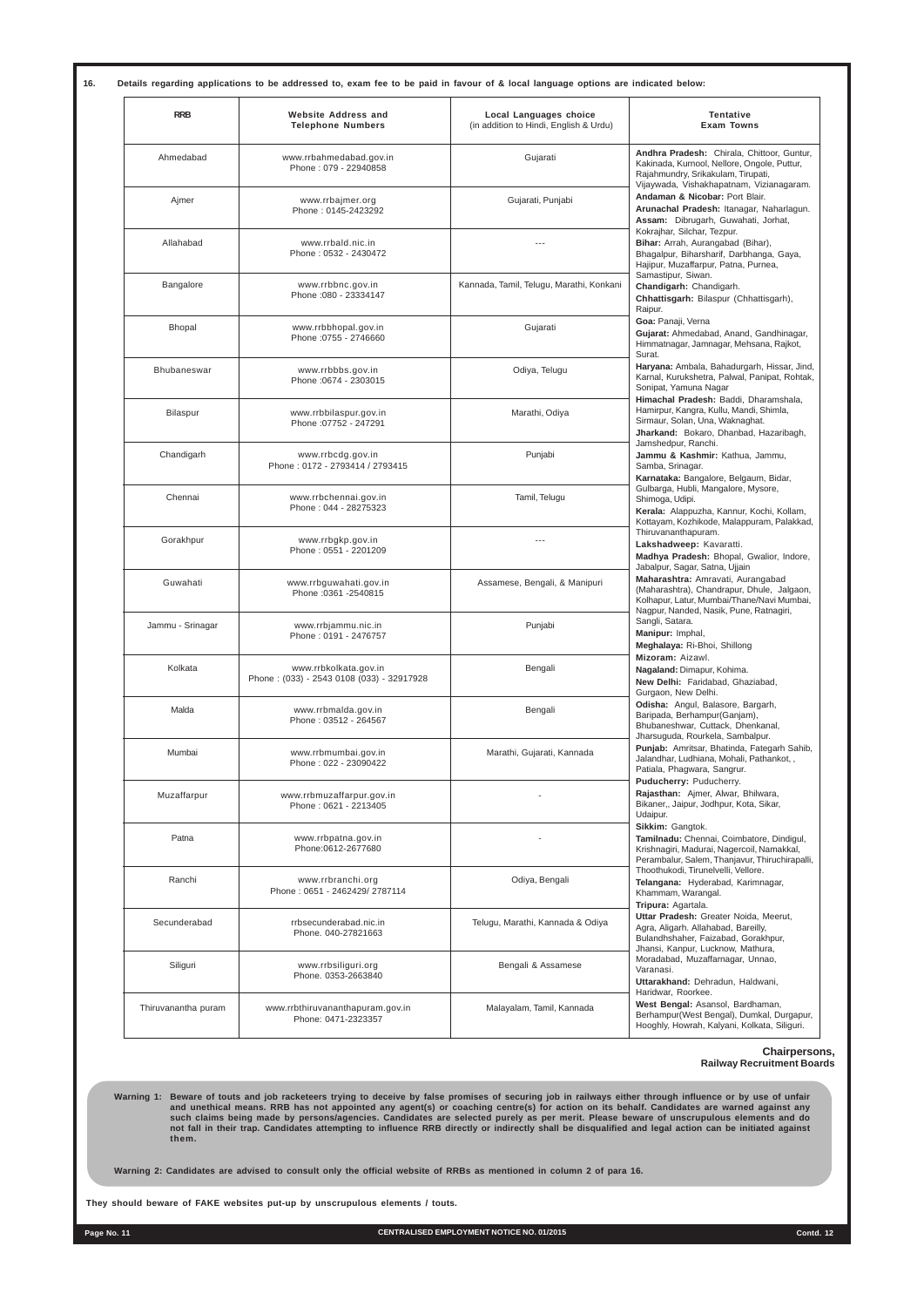**16. Details regarding applications to be addressed to, exam fee to be paid in favour of & local language options are indicated below:**

| RRB | Website Address and Telephone Numbers | Local Languages choice (in addition to Hindi, English & Urdu) |
|---|---|---|
| Ahmedabad | www.rrbahmedabad.gov.in Phone : 079 - 22940858 | Gujarati |
| Ajmer | www.rrbajmer.org Phone : 0145-2423292 | Gujarati, Punjabi |
| Allahabad | www.rrbald.nic.in Phone : 0532 - 2430472 | --- |
| Bangalore | www.rrbbnc.gov.in Phone :080 - 23334147 | Kannada, Tamil, Telugu, Marathi, Konkani |
| Bhopal | www.rrbbhopal.gov.in Phone :0755 - 2746660 | Gujarati |
| Bhubaneswar | www.rrbbbs.gov.in Phone :0674 - 2303015 | Odiya, Telugu |
| Bilaspur | www.rrbbilaspur.gov.in Phone :07752 - 247291 | Marathi, Odiya |
| Chandigarh | www.rrbcdg.gov.in Phone : 0172 - 2793414 / 2793415 | Punjabi |
| Chennai | www.rrbchennai.gov.in Phone : 044 - 28275323 | Tamil, Telugu |
| Gorakhpur | www.rrbgkp.gov.in Phone : 0551 - 2201209 | --- |
| Guwahati | www.rrbguwahati.gov.in Phone :0361 -2540815 | Assamese, Bengali, & Manipuri |
| Jammu - Srinagar | www.rrbjammu.nic.in Phone : 0191 - 2476757 | Punjabi |
| Kolkata | www.rrbkolkata.gov.in Phone : (033) - 2543 0108 (033) - 32917928 | Bengali |
| Malda | www.rrbmalda.gov.in Phone : 03512 - 264567 | Bengali |
| Mumbai | www.rrbmumbai.gov.in Phone : 022 - 23090422 | Marathi, Gujarati, Kannada |
| Muzaffarpur | www.rrbmuzaffarpur.gov.in Phone : 0621 - 2213405 | - |
| Patna | www.rrbpatna.gov.in Phone:0612-2677680 | - |
| Ranchi | www.rrbranchi.org Phone : 0651 - 2462429/ 2787114 | Odiya, Bengali |
| Secunderabad | rrbsecunderabad.nic.in Phone. 040-27821663 | Telugu, Marathi, Kannada & Odiya |
| Siliguri | www.rrbsiliguri.org Phone. 0353-2663840 | Bengali & Assamese |
| Thiruvanantha puram | www.rrbthiruvananthapuram.gov.in Phone: 0471-2323357 | Malayalam, Tamil, Kannada |

**Tentative Exam Towns**

**Andhra Pradesh:** Chirala, Chittoor, Guntur, Kakinada, Kurnool, Nellore, Ongole, Puttur, Rajahmundry, Srikakulam, Tirupati, Vijaywada, Vishakhapatnam, Vizianagaram.
**Andaman & Nicobar:** Port Blair.
**Arunachal Pradesh:** Itanagar, Naharlagun.
**Assam:** Dibrugarh, Guwahati, Jorhat, Kokrajhar, Silchar, Tezpur.
**Bihar:** Arrah, Aurangabad (Bihar), Bhagalpur, Biharsharif, Darbhanga, Gaya, Hajipur, Muzaffarpur, Patna, Purnea, Samastipur, Siwan.
**Chandigarh:** Chandigarh.
**Chhattisgarh:** Bilaspur (Chhattisgarh), Raipur.
**Goa:** Panaji, Verna
**Gujarat:** Ahmedabad, Anand, Gandhinagar, Himmatnagar, Jamnagar, Mehsana, Rajkot, Surat.
**Haryana:** Ambala, Bahadurgarh, Hissar, Jind, Karnal, Kurukshetra, Palwal, Panipat, Rohtak, Sonipat, Yamuna Nagar
**Himachal Pradesh:** Baddi, Dharamshala, Hamirpur, Kangra, Kullu, Mandi, Shimla, Sirmaur, Solan, Una, Waknaghat.
**Jharkhand:** Bokaro, Dhanbad, Hazaribagh, Jamshedpur, Ranchi.
**Jammu & Kashmir:** Kathua, Jammu, Samba, Srinagar.
**Karnataka:** Bangalore, Belgaum, Bidar, Gulbarga, Hubli, Mangalore, Mysore, Shimoga, Udipi.
**Kerala:** Alappuzha, Kannur, Kochi, Kollam, Kottayam, Kozhikode, Malappuram, Palakkad, Thiruvananthapuram.
**Lakshadweep:** Kavaratti.
**Madhya Pradesh:** Bhopal, Gwalior, Indore, Jabalpur, Sagar, Satna, Ujjain
**Maharashtra:** Amravati, Aurangabad (Maharashtra), Chandrapur, Dhule, Jalgaon, Kolhapur, Latur, Mumbai/Thane/Navi Mumbai, Nagpur, Nanded, Nasik, Pune, Ratnagiri, Sangli, Satara.
**Manipur:** Imphal,
**Meghalaya:** Ri-Bhoi, Shillong
**Mizoram:** Aizawl.
**Nagaland:** Dimapur, Kohima.
**New Delhi:** Faridabad, Ghaziabad, Gurgaon, New Delhi.
**Odisha:** Angul, Balasore, Bargarh, Baripada, Berhampur(Ganjam), Bhubaneshwar, Cuttack, Dhenkanal, Jharsuguda, Rourkela, Sambalpur.
**Punjab:** Amritsar, Bhatinda, Fategarh Sahib, Jalandhar, Ludhiana, Mohali, Pathankot, , Patiala, Phagwara, Sangrur.
**Puducherry:** Puducherry.
**Rajasthan:** Ajmer, Alwar, Bhilwara, Bikaner,, Jaipur, Jodhpur, Kota, Sikar, Udaipur.
**Sikkim:** Gangtok.
**Tamilnadu:** Chennai, Coimbatore, Dindigul, Krishnagiri, Madurai, Nagercoil, Namakkal, Perambalur, Salem, Thanjavur, Thiruchirapalli, Thoothukodi, Tirunelveli, Vellore.
**Telangana:** Hyderabad, Karimnagar, Khammam, Warangal.
**Tripura:** Agartala.
**Uttar Pradesh:** Greater Noida, Meerut, Agra, Aligarh. Allahabad, Bareilly, Bulandhshaher, Faizabad, Gorakhpur, Jhansi, Kanpur, Lucknow, Mathura, Moradabad, Muzaffarnagar, Unnao, Varanasi.
**Uttarakhand:** Dehradun, Haldwani, Haridwar, Roorkee.
**West Bengal:** Asansol, Bardhaman, Berhampur(West Bengal), Dumkal, Durgapur, Hooghly, Howrah, Kalyani, Kolkata, Siliguri.

**Chairpersons,**
**Railway Recruitment Boards**

**Warning 1: Beware of touts and job racketeers trying to deceive by false promises of securing job in railways either through influence or by use of unfair and unethical means. RRB has not appointed any agent(s) or coaching centre(s) for action on its behalf. Candidates are warned against any such claims being made by persons/agencies. Candidates are selected purely as per merit. Please beware of unscrupulous elements and do not fall in their trap. Candidates attempting to influence RRB directly or indirectly shall be disqualified and legal action can be initiated against them.**

**Warning 2: Candidates are advised to consult only the official website of RRBs as mentioned in column 2 of para 16.**

**They should beware of FAKE websites put-up by unscrupulous elements / touts.**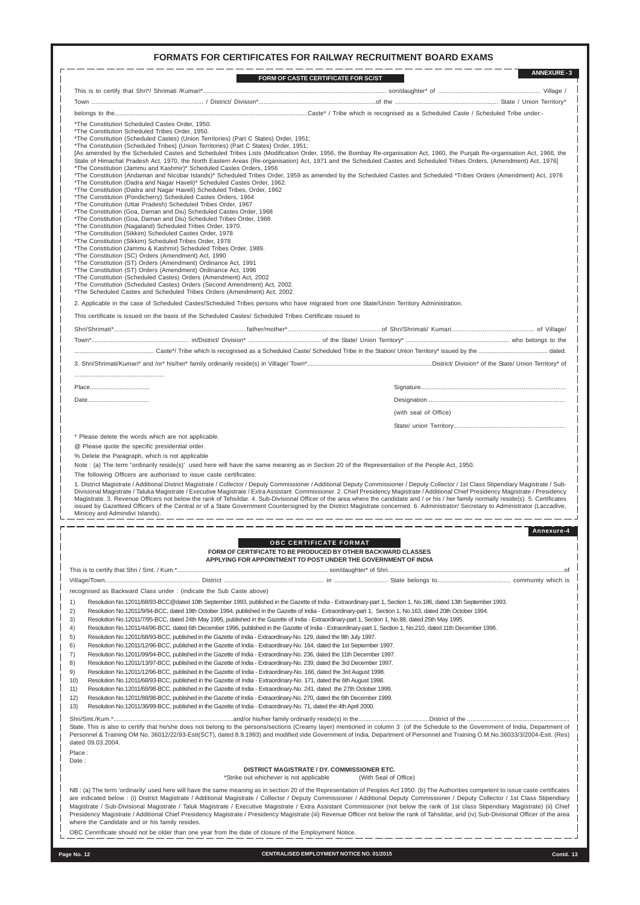# FORMATS FOR CERTIFICATES FOR RAILWAY RECRUITMENT BOARD EXAMS

**ANNEXURE - 3**

## FORM OF CASTE CERTIFICATE FOR SC/ST

This is to certify that Shri*/ Shrimati /Kumari*.......................................................................................................... son/daughter* of ........................................................... Village /

Town ................................................................ / District/ Division*..................................................................of the ........................................................... State / Union Territory*

belongs to the...............................................................................................................Caste* / Tribe which is recognised as a Scheduled Caste / Scheduled Tribe under:-

*The Constitution Scheduled Castes Order, 1950.
*The Constitution Scheduled Tribes Order, 1950.
*The Constitution (Scheduled Castes) (Union Territories) (Part C States) Order, 1951;
*The Constitution (Scheduled Tribes) (Union Territories) (Part C States) Order, 1951;
[As amended by the Scheduled Castes and Scheduled Tribes Lists (Modification Order, 1956, the Bombay Re-organisation Act, 1960, the Punjab Re-organisation Act, 1966, the State of Himachal Pradesh Act, 1970, the North Eastern Areas (Re-organisation) Act, 1971 and the Scheduled Castes and Scheduled Tribes Orders, (Amendment) Act, 1976]
*The Constitution (Jammu and Kashmir)* Scheduled Castes Orders, 1956
*The Constitution (Andaman and Nicobar Islands)* Scheduled Tribes Order, 1959 as amended by the Scheduled Castes and Scheduled *Tribes Orders (Amendment) Act, 1976
*The Constitution (Dadra and Nagar Haveli)* Scheduled Castes Order, 1962.
*The Constitution (Dadra and Nagar Haveli) Scheduled Tribes, Order, 1962
*The Constitution (Pondicherry) Scheduled Castes Orders, 1964
*The Constitution (Uttar Pradesh) Scheduled Tribes Order, 1967
*The Constitution (Goa, Daman and Diu) Scheduled Castes Order, 1968
*The Constitution (Goa, Daman and Diu) Scheduled Tribes Order, 1968
*The Constitution (Nagaland) Scheduled Tribes Order, 1970.
*The Constitution (Sikkim) Scheduled Castes Order, 1978
*The Constitution (Sikkim) Scheduled Tribes Order, 1978
*The Constitution (Jammu & Kashmir) Scheduled Tribes Order, 1989.
*The Constitution (SC) Orders (Amendment) Act, 1990
*The Constitution (ST) Orders (Amendment) Ordinance Act, 1991
*The Constitution (ST) Orders (Amendment) Ordinance Act, 1996
*The Constitution (Scheduled Castes) Orders (Amendment) Act, 2002
*The Constitution (Scheduled Castes) Orders (Second Amendment) Act, 2002.
*The Scheduled Castes and Scheduled Tribes Orders (Amendment) Act, 2002.

2. Applicable in the case of Scheduled Castes/Scheduled Tribes persons who have migrated from one State/Union Territory Administration.

This certificate is issued on the basis of the Scheduled Castes/ Scheduled Tribes Certificate issued to

Shri/Shrimati*...........................................................................father/mother*....................................................of Shri/Shrimati/ Kumari.............................................. of Village/

Town*........................................................ in/District/ Division* ......................................... of the State/ Union Territory* ........................................................... who belongs to the

............................................ Caste*/ Tribe which is recognised as a Scheduled Caste/ Scheduled Tribe in the Station/ Union Territory* issued by the ........................................ dated.

3. Shri/Shrimati/Kumari* and /or* his/her* family ordinarily reside(s) in Village/ Town*.......................................................................District/ Division* of the State/ Union Territory* of

..................................................

Place.................................. Signature.......................................................................................

Date................................... Designation.................................................................................

(with seal of Office)

State/ union Territory...............................................................

\* Please delete the words which are not applicable.

@ Please quote the specific presidential order.

% Delete the Paragraph, which is not applicable

Note : (a) The term "ordinarily reside(s)' used here will have the same meaning as in Section 20 of the Representation of the People Act, 1950.

The following Officers are authorised to issue caste certificates:

1. District Magistrate / Additional District Magistrate / Collector / Deputy Commissioner / Additional Deputy Commissioner / Deputy Collector / 1st Class Stipendiary Magistrate / Sub-Divisional Magistrate / Taluka Magistrate / Executive Magistrate / Extra Assistant Commissioner. 2. Chief Presidency Magistrate / Additional Chief Presidency Magistrate / Presidency Magistrate. 3. Revenue Officers not below the rank of Tehsildar. 4. Sub-Divisional Officer of the area where the candidate and / or his / her family normally reside(s). 5. Certificates issued by Gazetteed Officers of the Central or of a State Government Countersigned by the District Magistrate concerned. 6. Administrator/ Secretary to Administrator (Laccadive, Minicoy and Admindivi Islands).

**Annexure-4**

## OBC CERTIFICATE FORMAT

### FORM OF CERTIFICATE TO BE PRODUCED BY OTHER BACKWARD CLASSES APPLYING FOR APPOINTMENT TO POST UNDER THE GOVERNMENT OF INDIA

This is to certify that Shri / Smt. / Kum.*........................................................................................ son/daughter* of Shri......................................................................................................of

Village/Town...................................................... District ........................................................ in .............................. State belongs to.......................................... community which is

recognised as Backward Class under : (indicate the Sub Caste above)

1) Resolution No.12011/68/93-BCC@dated 10th September 1993, published in the Gazette of India - Extraordinary-part 1, Section 1, No.186, dated 13th September 1993.
2) Resolution No.12011/9/94-BCC, dated 19th October 1994, published in the Gazette of India - Extraordinary-part 1, Section 1, No.163, dated 20th October 1994.
3) Resolution No.12011/7/95-BCC, dated 24th May 1995, published in the Gazette of India - Extraordinary-part 1, Section 1, No.88, dated 25th May 1995.
4) Resolution No.12011/44/96-BCC, dated 6th December 1996, published in the Gazette of India - Extraordinary-part 1, Section 1, No.210, dated 11th December 1996.
5) Resolution No.12011/68/93-BCC, published in the Gazette of India - Extraordinary-No. 129, dated the 8th July 1997.
6) Resolution No.12011/12/96-BCC, published in the Gazette of India - Extraordinary-No. 164, dated the 1st September 1997.
7) Resolution No.12011/99/94-BCC, published in the Gazette of India - Extraordinary-No. 236, dated the 11th December 1997.
8) Resolution No.12011/13/97-BCC, published in the Gazette of India - Extraordinary-No. 239, dated the 3rd December 1997.
9) Resolution No.12011/12/96-BCC, published in the Gazette of India - Extraordinary-No. 166, dated the 3rd August 1998.
10) Resolution No.12011/68/93-BCC, published in the Gazette of India - Extraordinary-No. 171, dated the 6th August 1998.
11) Resolution No.12011/68/98-BCC, published in the Gazette of India - Extraordinary-No. 241, dated the 27th October 1999.
12) Resolution No.12011/88/98-BCC, published in the Gazette of India - Extraordinary-No. 270, dated the 6th December 1999.
13) Resolution No.12011/36/99-BCC, published in the Gazette of India - Extraordinary-No. 71, dated the 4th April 2000.

Shri/Smt./Kum.*.......................................................................and/or his/her family ordinarily reside(s) in the..........................................District of the ...........................................................
State. This is also to certify that he/she does not belong to the persons/sections (Creamy layer) mentioned in column 3 (of the Schedule to the Government of India, Department of Personnel & Training OM No. 36012/22/93-Estt(SCT), dated 8.9.1993) and modified vide Government of India, Department of Personnel and Training O.M.No.36033/3/2004-Estt. (Res) dated 09.03.2004.

Place :
Date :

**DISTRICT MAGISTRATE / DY. COMMISSIONER ETC.**

*Strike out whichever is not applicable (With Seal of Office)

NB : (a) The term 'ordinarily' used here will have the same meaning as in section 20 of the Representation of Peoples Act 1950. (b) The Authorities competent to issue caste certificates are indicated below : (i) District Magistrate / Additional Magistrate / Collector / Deputy Commissioner / Additional Deputy Commissioner / Deputy Collector / 1st Class Stipendiary Magistrate / Sub-Divisional Magistrate / Taluk Magistrate / Executive Magistrate / Extra Assistant Commissioner (not below the rank of 1st class Stipendiary Magistrate) (ii) Chief Presidency Magistrate / Additional Chief Presidency Magistrate / Presidency Magistrate (iii) Revenue Officer not below the rank of Tahsildar, and (iv) Sub-Divisional Officer of the area where the Candidate and or his family resides.

OBC Cenrrificate should not be older than one year from the date of closure of the Employment Notice.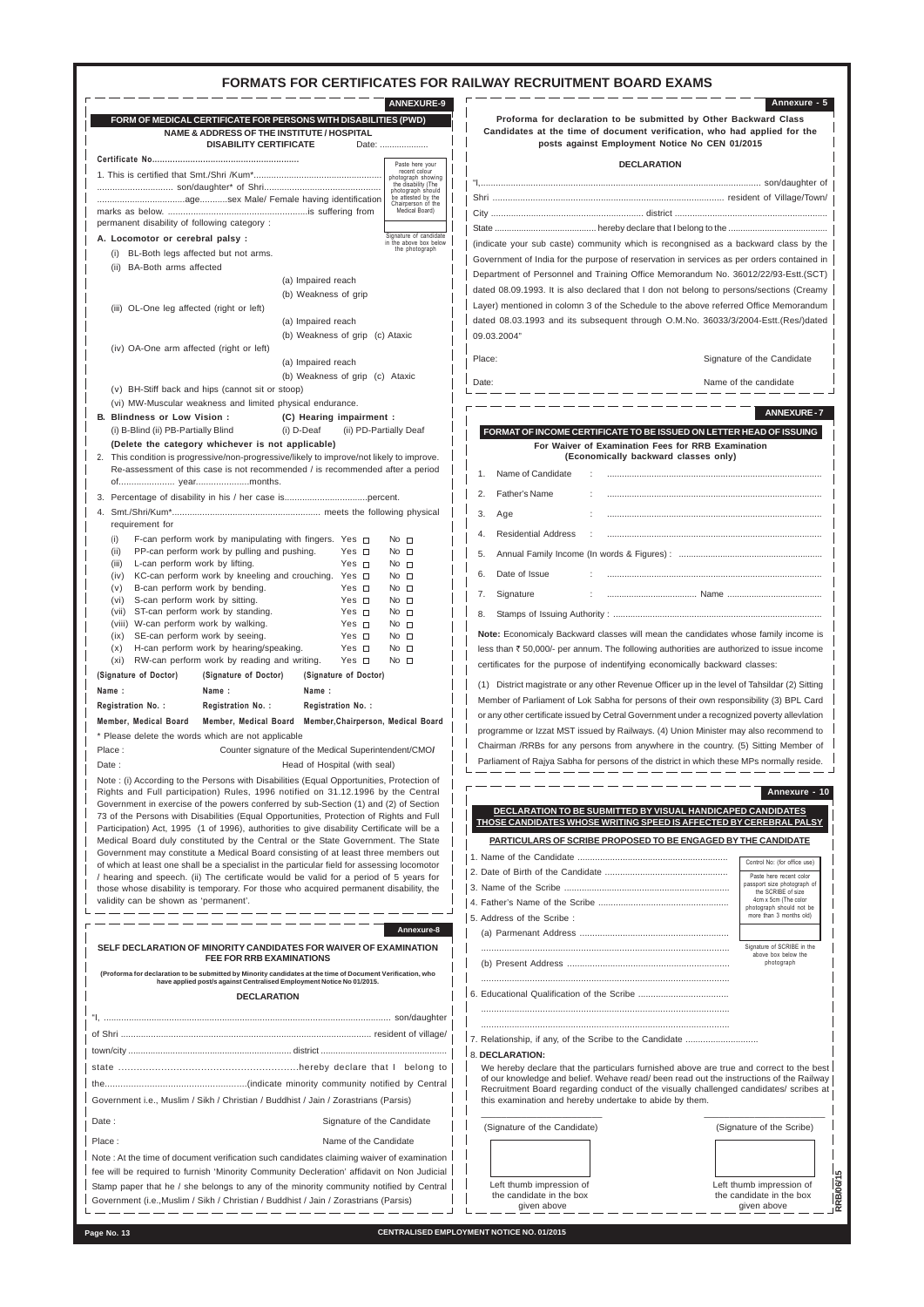# FORMATS FOR CERTIFICATES FOR RAILWAY RECRUITMENT BOARD EXAMS

## ANNEXURE-9

### FORM OF MEDICAL CERTIFICATE FOR PERSONS WITH DISABILITIES (PWD)

**NAME & ADDRESS OF THE INSTITUTE / HOSPITAL**

**DISABILITY CERTIFICATE** Date: ....................

**Certificate No..........................................................**

Paste here your recent colour photograph showing the disability (The photograph should be attested by the Chairperson of the Medical Board)

Signature of candidate in the above box below the photograph

1. This is certified that Smt./Shri /Kum*.................................................... ............................. son/daughter* of Shri............................................ ..................................age...........sex Male/ Female having identification marks as below. .......................................................is suffering from permanent disability of following category :

**A. Locomotor or cerebral palsy :**

(i) BL-Both legs affected but not arms.

(ii) BA-Both arms affected
- (a) Impaired reach
- (b) Weakness of grip

(iii) OL-One leg affected (right or left)
- (a) Impaired reach
- (b) Weakness of grip (c) Ataxic

(iv) OA-One arm affected (right or left)
- (a) Impaired reach
- (b) Weakness of grip (c) Ataxic

(v) BH-Stiff back and hips (cannot sit or stoop)

(vi) MW-Muscular weakness and limited physical endurance.

**B. Blindness or Low Vision :** (i) B-Blind (ii) PB-Partially Blind

**(C) Hearing impairment :** (i) D-Deaf (ii) PD-Partially Deaf

**(Delete the category whichever is not applicable)**

2. This condition is progressive/non-progressive/likely to improve/not likely to improve. Re-assessment of this case is not recommended / is recommended after a period of...................... year.....................months.

3. Percentage of disability in his / her case is.................................percent.

4. Smt./Shri/Kum*.......................................................... meets the following physical requirement for

| | | | |
|---|---|---|---|
| (i) | F-can perform work by manipulating with fingers. | Yes ☐ | No ☐ |
| (ii) | PP-can perform work by pulling and pushing. | Yes ☐ | No ☐ |
| (iii) | L-can perform work by lifting. | Yes ☐ | No ☐ |
| (iv) | KC-can perform work by kneeling and crouching. | Yes ☐ | No ☐ |
| (v) | B-can perform work by bending. | Yes ☐ | No ☐ |
| (vi) | S-can perform work by sitting. | Yes ☐ | No ☐ |
| (vii) | ST-can perform work by standing. | Yes ☐ | No ☐ |
| (viii) | W-can perform work by walking. | Yes ☐ | No ☐ |
| (ix) | SE-can perform work by seeing. | Yes ☐ | No ☐ |
| (x) | H-can perform work by hearing/speaking. | Yes ☐ | No ☐ |
| (xi) | RW-can perform work by reading and writing. | Yes ☐ | No ☐ |

| (Signature of Doctor) | (Signature of Doctor) | (Signature of Doctor) |
|---|---|---|
| Name : | Name : | Name : |
| Registration No. : | Registration No. : | Registration No. : |
| Member, Medical Board | Member, Medical Board | Member,Chairperson, Medical Board |

\* Please delete the words which are not applicable

Place : Counter signature of the Medical Superintendent/CMO/

Date : Head of Hospital (with seal)

Note : (i) According to the Persons with Disabilities (Equal Opportunities, Protection of Rights and Full participation) Rules, 1996 notified on 31.12.1996 by the Central Government in exercise of the powers conferred by sub-Section (1) and (2) of Section 73 of the Persons with Disabilities (Equal Opportunities, Protection of Rights and Full Participation) Act, 1995 (1 of 1996), authorities to give disability Certificate will be a Medical Board duly constituted by the Central or the State Government. The State Government may constitute a Medical Board consisting of at least three members out of which at least one shall be a specialist in the particular field for assessing locomotor / hearing and speech. (ii) The certificate would be valid for a period of 5 years for those whose disability is temporary. For those who acquired permanent disability, the validity can be shown as 'permanent'.

## Annexure-8

### SELF DECLARATION OF MINORITY CANDIDATES FOR WAIVER OF EXAMINATION FEE FOR RRB EXAMINATIONS

**(Proforma for declaration to be submitted by Minority candidates at the time of Document Verification, who have applied for post/s against Centralised Employment Notice No 01/2015.**

**DECLARATION**

"I, .................................................................................................................. son/daughter of Shri ............................................................................................................ resident of village/ town/city ................................................................ district ................................................... state ...........................................................hereby declare that I belong to the.......................................................(indicate minority community notified by Central Government i.e., Muslim / Sikh / Christian / Buddhist / Jain / Zorastrians (Parsis)

Date : Signature of the Candidate

Place : Name of the Candidate

Note : At the time of document verification such candidates claiming waiver of examination fee will be required to furnish 'Minority Community Decleration' affidavit on Non Judicial Stamp paper that he / she belongs to any of the minority community notified by Central Government (i.e.,Muslim / Sikh / Christian / Buddhist / Jain / Zorastrians (Parsis)

## Annexure - 5

**Proforma for declaration to be submitted by Other Backward Class Candidates at the time of document verification, who had applied for the posts against Employment Notice CEN 01/2015**

**DECLARATION**

"I,......................................................................................................................... son/daughter of Shri ................................................................................................. resident of Village/Town/ City .............................................................. district ............................................................... State ........................................ hereby declare that I belong to the ......................................... (indicate your sub caste) community which is recongnised as a backward class by the Government of India for the purpose of reservation in services as per orders contained in Department of Personnel and Training Office Memorandum No. 36012/22/93-Estt.(SCT) dated 08.09.1993. It is also declared that I don not belong to persons/sections (Creamy Layer) mentioned in colomn 3 of the Schedule to the above referred Office Memorandum dated 08.03.1993 and its subsequent through O.M.No. 36033/3/2004-Estt.(Res/)dated 09.03.2004"

Place: Signature of the Candidate

Date: Name of the candidate

## ANNEXURE - 7

### FORMAT OF INCOME CERTIFICATE TO BE ISSUED ON LETTER HEAD OF ISSUING

**For Waiver of Examination Fees for RRB Examination (Economically backward classes only)**

1. Name of Candidate : ..........................................................................................
2. Father's Name : ..........................................................................................
3. Age : ..........................................................................................
4. Residential Address : ..........................................................................................
5. Annual Family Income (In words & Figures) : ...........................................................
6. Date of Issue : ..........................................................................................
7. Signature : ..................................... Name .......................................
8. Stamps of Issuing Authority : ........................................................................

**Note:** Economicaly Backward classes will mean the candidates whose family income is less than ₹ 50,000/- per annum. The following authorities are authorized to issue income certificates for the purpose of indentifying economically backward classes:

(1) District magistrate or any other Revenue Officer up in the level of Tahsildar (2) Sitting Member of Parliament of Lok Sabha for persons of their own responsibility (3) BPL Card or any other certificate issued by Cetral Government under a recognized poverty allevlation programme or Izzat MST issued by Railways. (4) Union Minister may also recommend to Chairman /RRBs for any persons from anywhere in the country. (5) Sitting Member of Parliament of Rajya Sabha for persons of the district in which these MPs normally reside.

## Annexure - 10

### DECLARATION TO BE SUBMITTED BY VISUAL HANDICAPED CANDIDATES THOSE CANDIDATES WHOSE WRITING SPEED IS AFFECTED BY CEREBRAL PALSY

**PARTICULARS OF SCRIBE PROPOSED TO BE ENGAGED BY THE CANDIDATE**

Control No: (for office use)

Paste here recent color passport size photograph of the SCRIBE of size 4cm x 5cm (The color photograph should not be more than 3 months old)

Signature of SCRIBE in the above box below the photograph

1. Name of the Candidate ...........................................................
2. Date of Birth of the Candidate ................................................
3. Name of the Scribe .................................................................
4. Father's Name of the Scribe ....................................................
5. Address of the Scribe :
   (a) Parmenant Address ...........................................................
   ...............................................................................................
   (b) Present Address ................................................................
   ...............................................................................................
6. Educational Qualification of the Scribe ....................................
   ...............................................................................................
   ...............................................................................................
7. Relationship, if any, of the Scribe to the Candidate .............................
8. **DECLARATION:**

We hereby declare that the particulars furnished above are true and correct to the best of our knowledge and belief. Wehave read/ been read out the instructions of the Railway Recruitment Board regarding conduct of the visually challenged candidates/ scribes at this examination and hereby undertake to abide by them.

(Signature of the Candidate) (Signature of the Scribe)

Left thumb impression of the candidate in the box given above

Left thumb impression of the candidate in the box given above

RRB/06/15